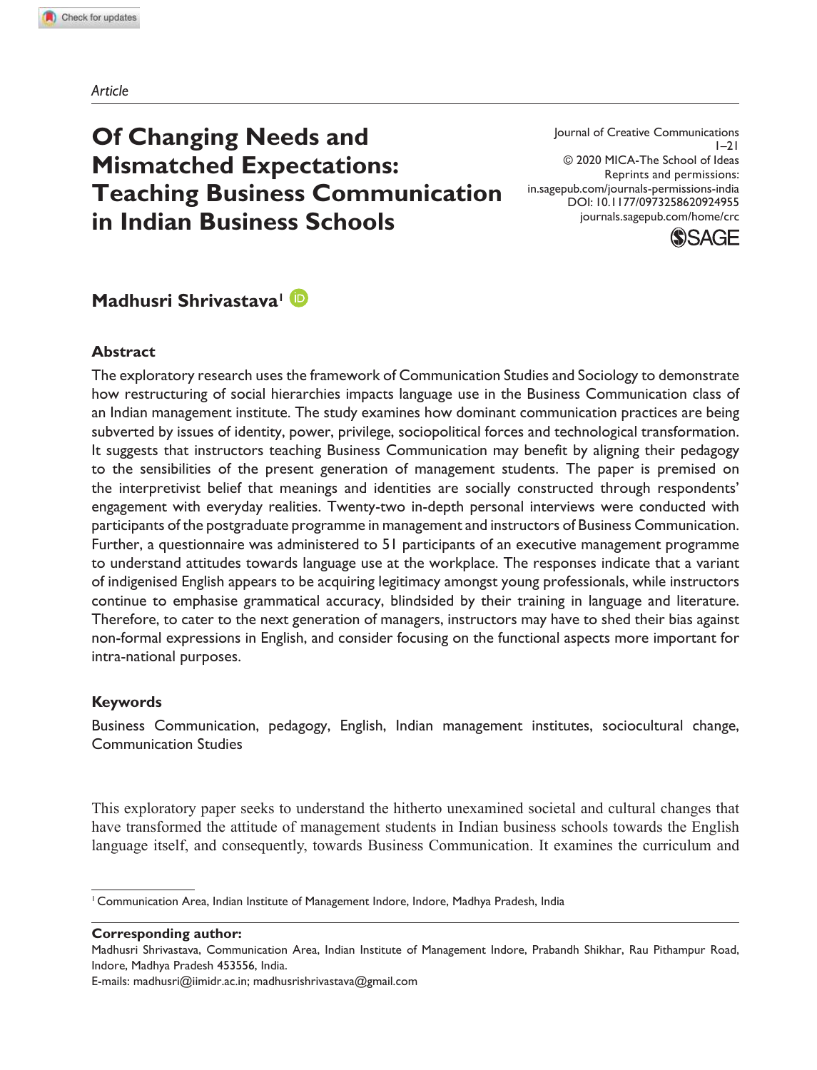*Article*

# Of Changing Needs and Mismatched Expectations: Teaching Business Communication in Indian Business Schools

Journal of Creative Communications
© 2020 MICA-The School of Ideas
Reprints and permissions:
in.sagepub.com/journals-permissions-india
DOI: 10.1177/0973258620924955
journals.sagepub.com/home/crc

**Madhusri Shrivastava**[1]

## Abstract

The exploratory research uses the framework of Communication Studies and Sociology to demonstrate how restructuring of social hierarchies impacts language use in the Business Communication class of an Indian management institute. The study examines how dominant communication practices are being subverted by issues of identity, power, privilege, sociopolitical forces and technological transformation. It suggests that instructors teaching Business Communication may benefit by aligning their pedagogy to the sensibilities of the present generation of management students. The paper is premised on the interpretivist belief that meanings and identities are socially constructed through respondents' engagement with everyday realities. Twenty-two in-depth personal interviews were conducted with participants of the postgraduate programme in management and instructors of Business Communication. Further, a questionnaire was administered to 51 participants of an executive management programme to understand attitudes towards language use at the workplace. The responses indicate that a variant of indigenised English appears to be acquiring legitimacy amongst young professionals, while instructors continue to emphasise grammatical accuracy, blindsided by their training in language and literature. Therefore, to cater to the next generation of managers, instructors may have to shed their bias against non-formal expressions in English, and consider focusing on the functional aspects more important for intra-national purposes.

## Keywords

Business Communication, pedagogy, English, Indian management institutes, sociocultural change, Communication Studies

This exploratory paper seeks to understand the hitherto unexamined societal and cultural changes that have transformed the attitude of management students in Indian business schools towards the English language itself, and consequently, towards Business Communication. It examines the curriculum and

---

[1] Communication Area, Indian Institute of Management Indore, Indore, Madhya Pradesh, India

**Corresponding author:**
Madhusri Shrivastava, Communication Area, Indian Institute of Management Indore, Prabandh Shikhar, Rau Pithampur Road, Indore, Madhya Pradesh 453556, India.
E-mails: madhusri@iimidr.ac.in; madhusrishrivastava@gmail.com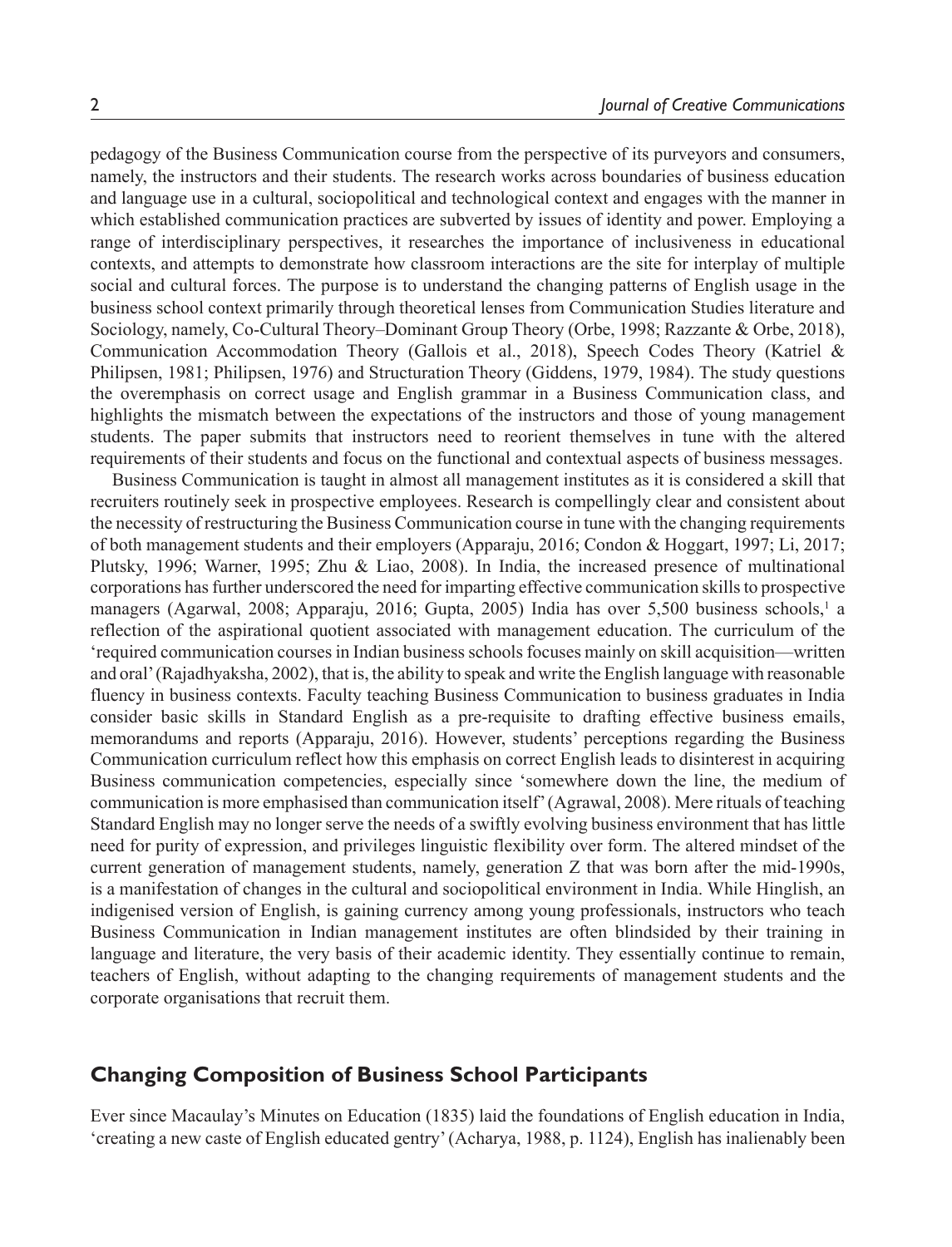pedagogy of the Business Communication course from the perspective of its purveyors and consumers, namely, the instructors and their students. The research works across boundaries of business education and language use in a cultural, sociopolitical and technological context and engages with the manner in which established communication practices are subverted by issues of identity and power. Employing a range of interdisciplinary perspectives, it researches the importance of inclusiveness in educational contexts, and attempts to demonstrate how classroom interactions are the site for interplay of multiple social and cultural forces. The purpose is to understand the changing patterns of English usage in the business school context primarily through theoretical lenses from Communication Studies literature and Sociology, namely, Co-Cultural Theory–Dominant Group Theory (Orbe, 1998; Razzante & Orbe, 2018), Communication Accommodation Theory (Gallois et al., 2018), Speech Codes Theory (Katriel & Philipsen, 1981; Philipsen, 1976) and Structuration Theory (Giddens, 1979, 1984). The study questions the overemphasis on correct usage and English grammar in a Business Communication class, and highlights the mismatch between the expectations of the instructors and those of young management students. The paper submits that instructors need to reorient themselves in tune with the altered requirements of their students and focus on the functional and contextual aspects of business messages.

Business Communication is taught in almost all management institutes as it is considered a skill that recruiters routinely seek in prospective employees. Research is compellingly clear and consistent about the necessity of restructuring the Business Communication course in tune with the changing requirements of both management students and their employers (Apparaju, 2016; Condon & Hoggart, 1997; Li, 2017; Plutsky, 1996; Warner, 1995; Zhu & Liao, 2008). In India, the increased presence of multinational corporations has further underscored the need for imparting effective communication skills to prospective managers (Agarwal, 2008; Apparaju, 2016; Gupta, 2005) India has over 5,500 business schools,[1] a reflection of the aspirational quotient associated with management education. The curriculum of the 'required communication courses in Indian business schools focuses mainly on skill acquisition—written and oral' (Rajadhyaksha, 2002), that is, the ability to speak and write the English language with reasonable fluency in business contexts. Faculty teaching Business Communication to business graduates in India consider basic skills in Standard English as a pre-requisite to drafting effective business emails, memorandums and reports (Apparaju, 2016). However, students' perceptions regarding the Business Communication curriculum reflect how this emphasis on correct English leads to disinterest in acquiring Business communication competencies, especially since 'somewhere down the line, the medium of communication is more emphasised than communication itself' (Agrawal, 2008). Mere rituals of teaching Standard English may no longer serve the needs of a swiftly evolving business environment that has little need for purity of expression, and privileges linguistic flexibility over form. The altered mindset of the current generation of management students, namely, generation Z that was born after the mid-1990s, is a manifestation of changes in the cultural and sociopolitical environment in India. While Hinglish, an indigenised version of English, is gaining currency among young professionals, instructors who teach Business Communication in Indian management institutes are often blindsided by their training in language and literature, the very basis of their academic identity. They essentially continue to remain, teachers of English, without adapting to the changing requirements of management students and the corporate organisations that recruit them.

## Changing Composition of Business School Participants

Ever since Macaulay's Minutes on Education (1835) laid the foundations of English education in India, 'creating a new caste of English educated gentry' (Acharya, 1988, p. 1124), English has inalienably been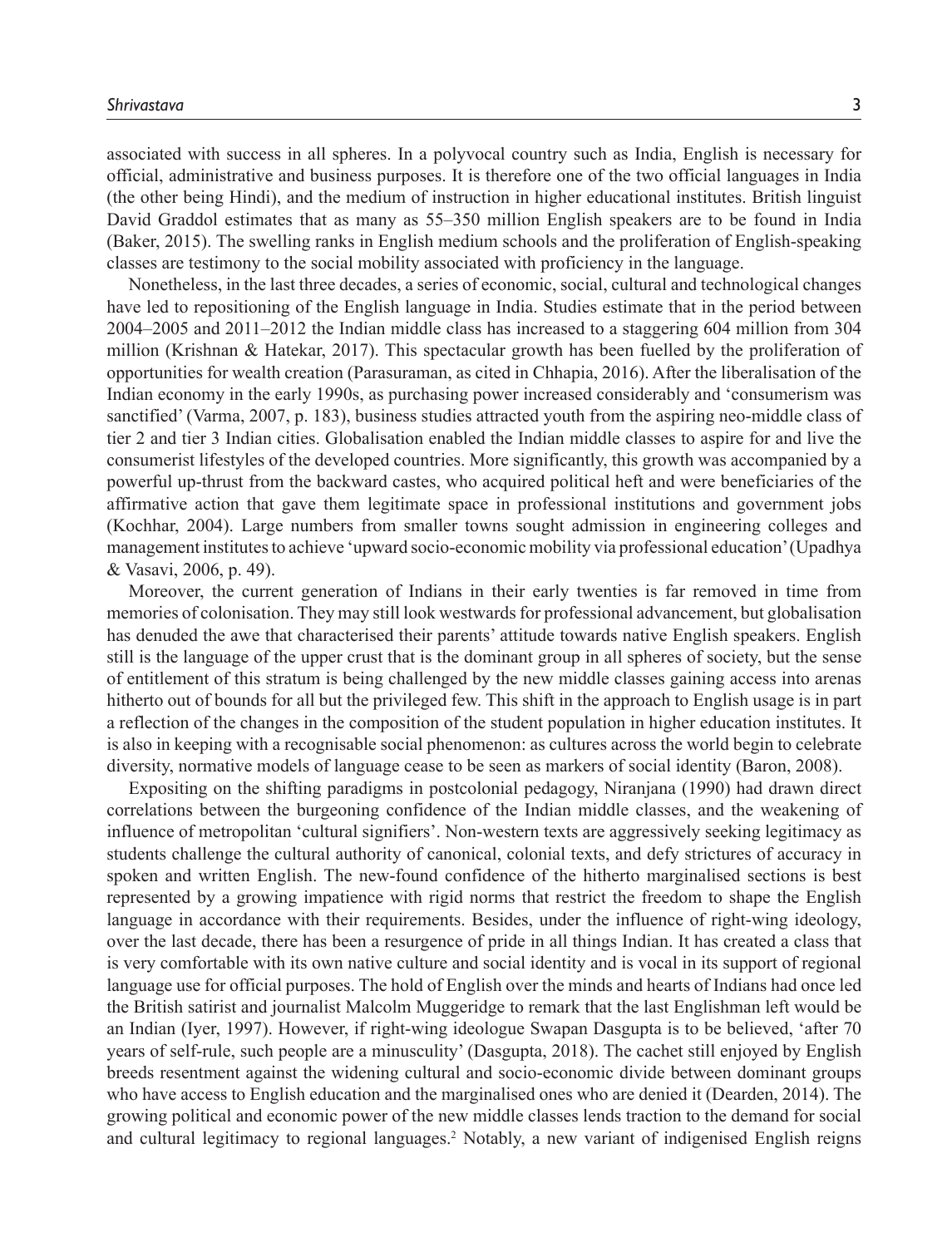associated with success in all spheres. In a polyvocal country such as India, English is necessary for official, administrative and business purposes. It is therefore one of the two official languages in India (the other being Hindi), and the medium of instruction in higher educational institutes. British linguist David Graddol estimates that as many as 55–350 million English speakers are to be found in India (Baker, 2015). The swelling ranks in English medium schools and the proliferation of English-speaking classes are testimony to the social mobility associated with proficiency in the language.

Nonetheless, in the last three decades, a series of economic, social, cultural and technological changes have led to repositioning of the English language in India. Studies estimate that in the period between 2004–2005 and 2011–2012 the Indian middle class has increased to a staggering 604 million from 304 million (Krishnan & Hatekar, 2017). This spectacular growth has been fuelled by the proliferation of opportunities for wealth creation (Parasuraman, as cited in Chhapia, 2016). After the liberalisation of the Indian economy in the early 1990s, as purchasing power increased considerably and 'consumerism was sanctified' (Varma, 2007, p. 183), business studies attracted youth from the aspiring neo-middle class of tier 2 and tier 3 Indian cities. Globalisation enabled the Indian middle classes to aspire for and live the consumerist lifestyles of the developed countries. More significantly, this growth was accompanied by a powerful up-thrust from the backward castes, who acquired political heft and were beneficiaries of the affirmative action that gave them legitimate space in professional institutions and government jobs (Kochhar, 2004). Large numbers from smaller towns sought admission in engineering colleges and management institutes to achieve 'upward socio-economic mobility via professional education' (Upadhya & Vasavi, 2006, p. 49).

Moreover, the current generation of Indians in their early twenties is far removed in time from memories of colonisation. They may still look westwards for professional advancement, but globalisation has denuded the awe that characterised their parents' attitude towards native English speakers. English still is the language of the upper crust that is the dominant group in all spheres of society, but the sense of entitlement of this stratum is being challenged by the new middle classes gaining access into arenas hitherto out of bounds for all but the privileged few. This shift in the approach to English usage is in part a reflection of the changes in the composition of the student population in higher education institutes. It is also in keeping with a recognisable social phenomenon: as cultures across the world begin to celebrate diversity, normative models of language cease to be seen as markers of social identity (Baron, 2008).

Expositing on the shifting paradigms in postcolonial pedagogy, Niranjana (1990) had drawn direct correlations between the burgeoning confidence of the Indian middle classes, and the weakening of influence of metropolitan 'cultural signifiers'. Non-western texts are aggressively seeking legitimacy as students challenge the cultural authority of canonical, colonial texts, and defy strictures of accuracy in spoken and written English. The new-found confidence of the hitherto marginalised sections is best represented by a growing impatience with rigid norms that restrict the freedom to shape the English language in accordance with their requirements. Besides, under the influence of right-wing ideology, over the last decade, there has been a resurgence of pride in all things Indian. It has created a class that is very comfortable with its own native culture and social identity and is vocal in its support of regional language use for official purposes. The hold of English over the minds and hearts of Indians had once led the British satirist and journalist Malcolm Muggeridge to remark that the last Englishman left would be an Indian (Iyer, 1997). However, if right-wing ideologue Swapan Dasgupta is to be believed, 'after 70 years of self-rule, such people are a minusculity' (Dasgupta, 2018). The cachet still enjoyed by English breeds resentment against the widening cultural and socio-economic divide between dominant groups who have access to English education and the marginalised ones who are denied it (Dearden, 2014). The growing political and economic power of the new middle classes lends traction to the demand for social and cultural legitimacy to regional languages.[2] Notably, a new variant of indigenised English reigns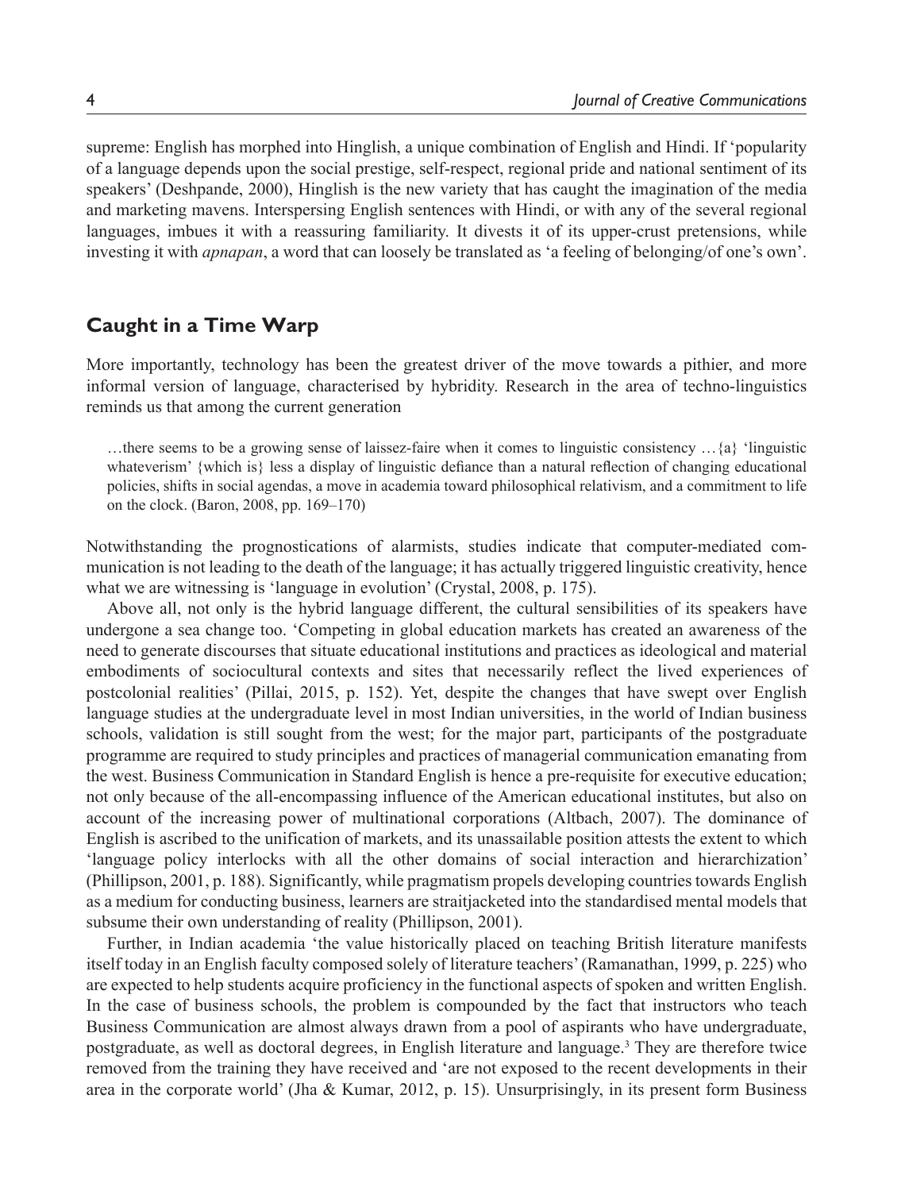supreme: English has morphed into Hinglish, a unique combination of English and Hindi. If 'popularity of a language depends upon the social prestige, self-respect, regional pride and national sentiment of its speakers' (Deshpande, 2000), Hinglish is the new variety that has caught the imagination of the media and marketing mavens. Interspersing English sentences with Hindi, or with any of the several regional languages, imbues it with a reassuring familiarity. It divests it of its upper-crust pretensions, while investing it with *apnapan*, a word that can loosely be translated as 'a feeling of belonging/of one's own'.

## Caught in a Time Warp

More importantly, technology has been the greatest driver of the move towards a pithier, and more informal version of language, characterised by hybridity. Research in the area of techno-linguistics reminds us that among the current generation

> …there seems to be a growing sense of laissez-faire when it comes to linguistic consistency …{a} 'linguistic whateverism' {which is} less a display of linguistic defiance than a natural reflection of changing educational policies, shifts in social agendas, a move in academia toward philosophical relativism, and a commitment to life on the clock. (Baron, 2008, pp. 169–170)

Notwithstanding the prognostications of alarmists, studies indicate that computer-mediated communication is not leading to the death of the language; it has actually triggered linguistic creativity, hence what we are witnessing is 'language in evolution' (Crystal, 2008, p. 175).

Above all, not only is the hybrid language different, the cultural sensibilities of its speakers have undergone a sea change too. 'Competing in global education markets has created an awareness of the need to generate discourses that situate educational institutions and practices as ideological and material embodiments of sociocultural contexts and sites that necessarily reflect the lived experiences of postcolonial realities' (Pillai, 2015, p. 152). Yet, despite the changes that have swept over English language studies at the undergraduate level in most Indian universities, in the world of Indian business schools, validation is still sought from the west; for the major part, participants of the postgraduate programme are required to study principles and practices of managerial communication emanating from the west. Business Communication in Standard English is hence a pre-requisite for executive education; not only because of the all-encompassing influence of the American educational institutes, but also on account of the increasing power of multinational corporations (Altbach, 2007). The dominance of English is ascribed to the unification of markets, and its unassailable position attests the extent to which 'language policy interlocks with all the other domains of social interaction and hierarchization' (Phillipson, 2001, p. 188). Significantly, while pragmatism propels developing countries towards English as a medium for conducting business, learners are straitjacketed into the standardised mental models that subsume their own understanding of reality (Phillipson, 2001).

Further, in Indian academia 'the value historically placed on teaching British literature manifests itself today in an English faculty composed solely of literature teachers' (Ramanathan, 1999, p. 225) who are expected to help students acquire proficiency in the functional aspects of spoken and written English. In the case of business schools, the problem is compounded by the fact that instructors who teach Business Communication are almost always drawn from a pool of aspirants who have undergraduate, postgraduate, as well as doctoral degrees, in English literature and language.[3] They are therefore twice removed from the training they have received and 'are not exposed to the recent developments in their area in the corporate world' (Jha & Kumar, 2012, p. 15). Unsurprisingly, in its present form Business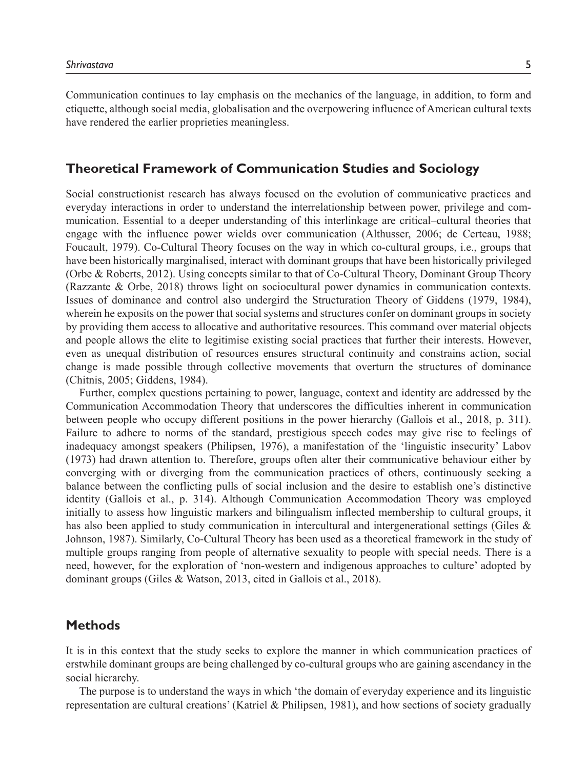Communication continues to lay emphasis on the mechanics of the language, in addition, to form and etiquette, although social media, globalisation and the overpowering influence of American cultural texts have rendered the earlier proprieties meaningless.

## Theoretical Framework of Communication Studies and Sociology

Social constructionist research has always focused on the evolution of communicative practices and everyday interactions in order to understand the interrelationship between power, privilege and communication. Essential to a deeper understanding of this interlinkage are critical–cultural theories that engage with the influence power wields over communication (Althusser, 2006; de Certeau, 1988; Foucault, 1979). Co-Cultural Theory focuses on the way in which co-cultural groups, i.e., groups that have been historically marginalised, interact with dominant groups that have been historically privileged (Orbe & Roberts, 2012). Using concepts similar to that of Co-Cultural Theory, Dominant Group Theory (Razzante & Orbe, 2018) throws light on sociocultural power dynamics in communication contexts. Issues of dominance and control also undergird the Structuration Theory of Giddens (1979, 1984), wherein he exposits on the power that social systems and structures confer on dominant groups in society by providing them access to allocative and authoritative resources. This command over material objects and people allows the elite to legitimise existing social practices that further their interests. However, even as unequal distribution of resources ensures structural continuity and constrains action, social change is made possible through collective movements that overturn the structures of dominance (Chitnis, 2005; Giddens, 1984).

Further, complex questions pertaining to power, language, context and identity are addressed by the Communication Accommodation Theory that underscores the difficulties inherent in communication between people who occupy different positions in the power hierarchy (Gallois et al., 2018, p. 311). Failure to adhere to norms of the standard, prestigious speech codes may give rise to feelings of inadequacy amongst speakers (Philipsen, 1976), a manifestation of the 'linguistic insecurity' Labov (1973) had drawn attention to. Therefore, groups often alter their communicative behaviour either by converging with or diverging from the communication practices of others, continuously seeking a balance between the conflicting pulls of social inclusion and the desire to establish one's distinctive identity (Gallois et al., p. 314). Although Communication Accommodation Theory was employed initially to assess how linguistic markers and bilingualism inflected membership to cultural groups, it has also been applied to study communication in intercultural and intergenerational settings (Giles & Johnson, 1987). Similarly, Co-Cultural Theory has been used as a theoretical framework in the study of multiple groups ranging from people of alternative sexuality to people with special needs. There is a need, however, for the exploration of 'non-western and indigenous approaches to culture' adopted by dominant groups (Giles & Watson, 2013, cited in Gallois et al., 2018).

## Methods

It is in this context that the study seeks to explore the manner in which communication practices of erstwhile dominant groups are being challenged by co-cultural groups who are gaining ascendancy in the social hierarchy.

The purpose is to understand the ways in which 'the domain of everyday experience and its linguistic representation are cultural creations' (Katriel & Philipsen, 1981), and how sections of society gradually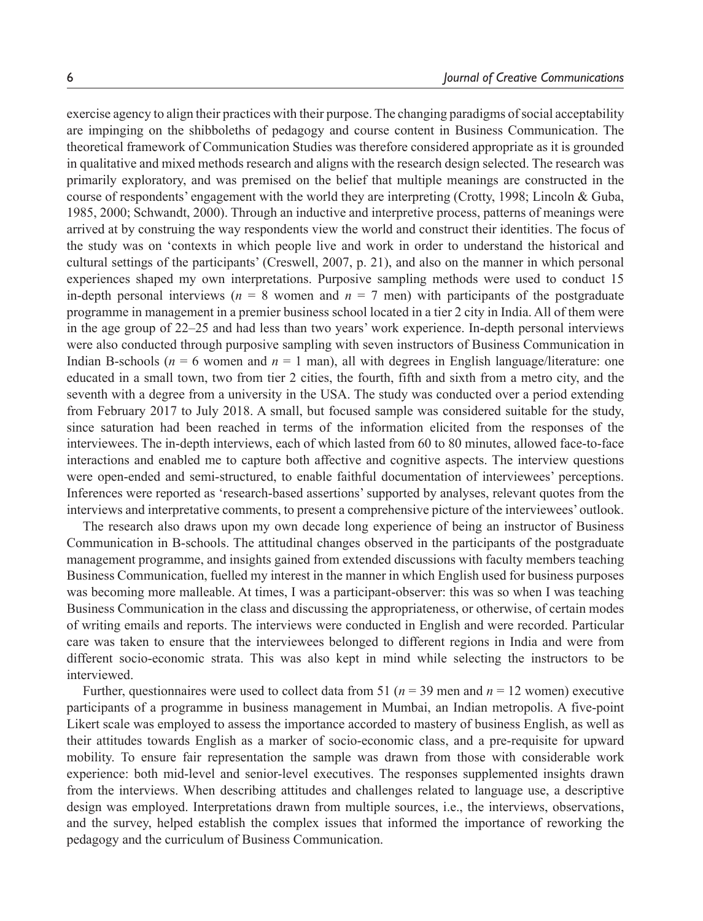exercise agency to align their practices with their purpose. The changing paradigms of social acceptability are impinging on the shibboleths of pedagogy and course content in Business Communication. The theoretical framework of Communication Studies was therefore considered appropriate as it is grounded in qualitative and mixed methods research and aligns with the research design selected. The research was primarily exploratory, and was premised on the belief that multiple meanings are constructed in the course of respondents' engagement with the world they are interpreting (Crotty, 1998; Lincoln & Guba, 1985, 2000; Schwandt, 2000). Through an inductive and interpretive process, patterns of meanings were arrived at by construing the way respondents view the world and construct their identities. The focus of the study was on 'contexts in which people live and work in order to understand the historical and cultural settings of the participants' (Creswell, 2007, p. 21), and also on the manner in which personal experiences shaped my own interpretations. Purposive sampling methods were used to conduct 15 in-depth personal interviews ($n = 8$ women and $n = 7$ men) with participants of the postgraduate programme in management in a premier business school located in a tier 2 city in India. All of them were in the age group of 22–25 and had less than two years' work experience. In-depth personal interviews were also conducted through purposive sampling with seven instructors of Business Communication in Indian B-schools ($n = 6$ women and $n = 1$ man), all with degrees in English language/literature: one educated in a small town, two from tier 2 cities, the fourth, fifth and sixth from a metro city, and the seventh with a degree from a university in the USA. The study was conducted over a period extending from February 2017 to July 2018. A small, but focused sample was considered suitable for the study, since saturation had been reached in terms of the information elicited from the responses of the interviewees. The in-depth interviews, each of which lasted from 60 to 80 minutes, allowed face-to-face interactions and enabled me to capture both affective and cognitive aspects. The interview questions were open-ended and semi-structured, to enable faithful documentation of interviewees' perceptions. Inferences were reported as 'research-based assertions' supported by analyses, relevant quotes from the interviews and interpretative comments, to present a comprehensive picture of the interviewees' outlook.

The research also draws upon my own decade long experience of being an instructor of Business Communication in B-schools. The attitudinal changes observed in the participants of the postgraduate management programme, and insights gained from extended discussions with faculty members teaching Business Communication, fuelled my interest in the manner in which English used for business purposes was becoming more malleable. At times, I was a participant-observer: this was so when I was teaching Business Communication in the class and discussing the appropriateness, or otherwise, of certain modes of writing emails and reports. The interviews were conducted in English and were recorded. Particular care was taken to ensure that the interviewees belonged to different regions in India and were from different socio-economic strata. This was also kept in mind while selecting the instructors to be interviewed.

Further, questionnaires were used to collect data from 51 ($n = 39$ men and $n = 12$ women) executive participants of a programme in business management in Mumbai, an Indian metropolis. A five-point Likert scale was employed to assess the importance accorded to mastery of business English, as well as their attitudes towards English as a marker of socio-economic class, and a pre-requisite for upward mobility. To ensure fair representation the sample was drawn from those with considerable work experience: both mid-level and senior-level executives. The responses supplemented insights drawn from the interviews. When describing attitudes and challenges related to language use, a descriptive design was employed. Interpretations drawn from multiple sources, i.e., the interviews, observations, and the survey, helped establish the complex issues that informed the importance of reworking the pedagogy and the curriculum of Business Communication.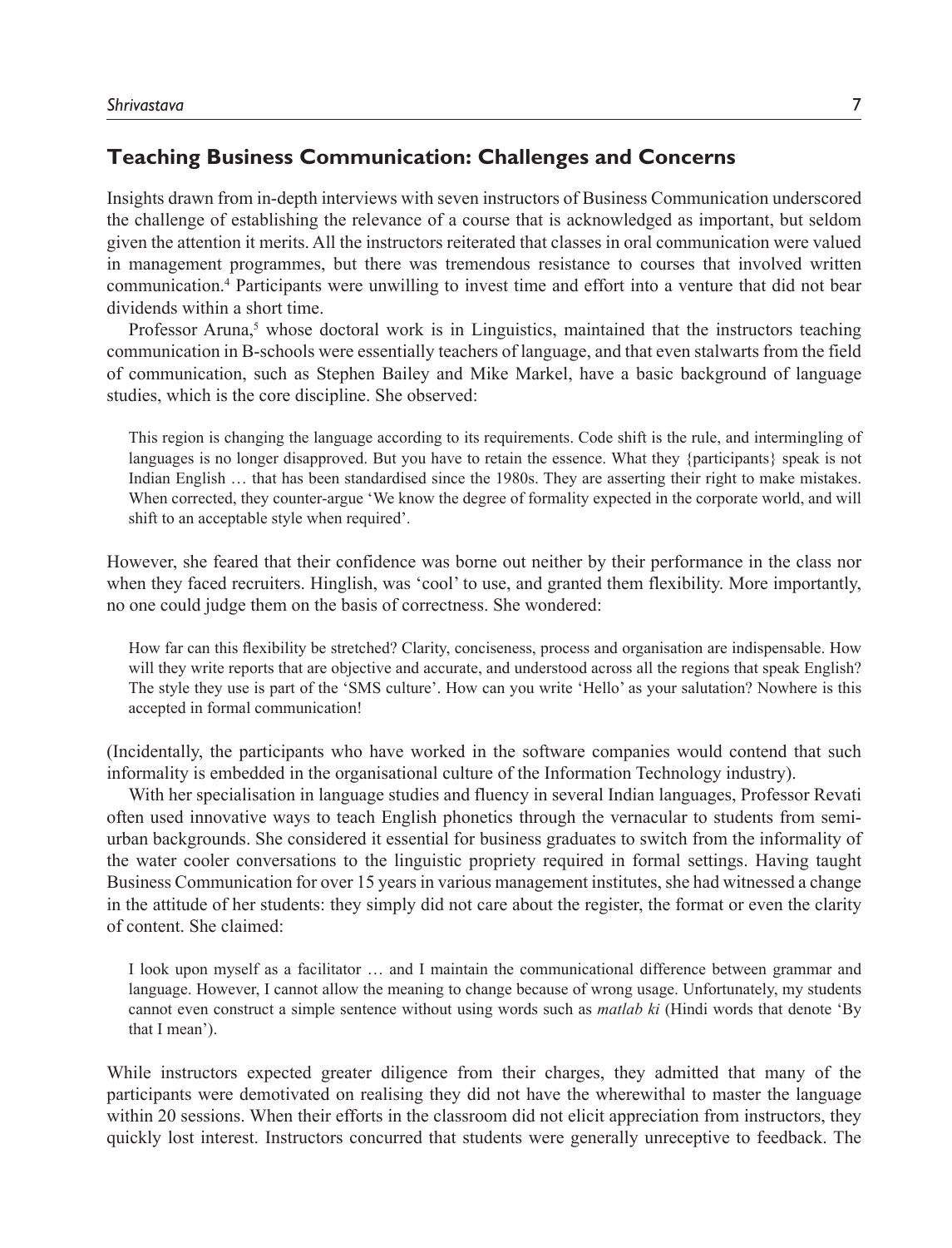## Teaching Business Communication: Challenges and Concerns

Insights drawn from in-depth interviews with seven instructors of Business Communication underscored the challenge of establishing the relevance of a course that is acknowledged as important, but seldom given the attention it merits. All the instructors reiterated that classes in oral communication were valued in management programmes, but there was tremendous resistance to courses that involved written communication.[4] Participants were unwilling to invest time and effort into a venture that did not bear dividends within a short time.

Professor Aruna,[5] whose doctoral work is in Linguistics, maintained that the instructors teaching communication in B-schools were essentially teachers of language, and that even stalwarts from the field of communication, such as Stephen Bailey and Mike Markel, have a basic background of language studies, which is the core discipline. She observed:

> This region is changing the language according to its requirements. Code shift is the rule, and intermingling of languages is no longer disapproved. But you have to retain the essence. What they {participants} speak is not Indian English … that has been standardised since the 1980s. They are asserting their right to make mistakes. When corrected, they counter-argue 'We know the degree of formality expected in the corporate world, and will shift to an acceptable style when required'.

However, she feared that their confidence was borne out neither by their performance in the class nor when they faced recruiters. Hinglish, was 'cool' to use, and granted them flexibility. More importantly, no one could judge them on the basis of correctness. She wondered:

> How far can this flexibility be stretched? Clarity, conciseness, process and organisation are indispensable. How will they write reports that are objective and accurate, and understood across all the regions that speak English? The style they use is part of the 'SMS culture'. How can you write 'Hello' as your salutation? Nowhere is this accepted in formal communication!

(Incidentally, the participants who have worked in the software companies would contend that such informality is embedded in the organisational culture of the Information Technology industry).

With her specialisation in language studies and fluency in several Indian languages, Professor Revati often used innovative ways to teach English phonetics through the vernacular to students from semi-urban backgrounds. She considered it essential for business graduates to switch from the informality of the water cooler conversations to the linguistic propriety required in formal settings. Having taught Business Communication for over 15 years in various management institutes, she had witnessed a change in the attitude of her students: they simply did not care about the register, the format or even the clarity of content. She claimed:

> I look upon myself as a facilitator … and I maintain the communicational difference between grammar and language. However, I cannot allow the meaning to change because of wrong usage. Unfortunately, my students cannot even construct a simple sentence without using words such as *matlab ki* (Hindi words that denote 'By that I mean').

While instructors expected greater diligence from their charges, they admitted that many of the participants were demotivated on realising they did not have the wherewithal to master the language within 20 sessions. When their efforts in the classroom did not elicit appreciation from instructors, they quickly lost interest. Instructors concurred that students were generally unreceptive to feedback. The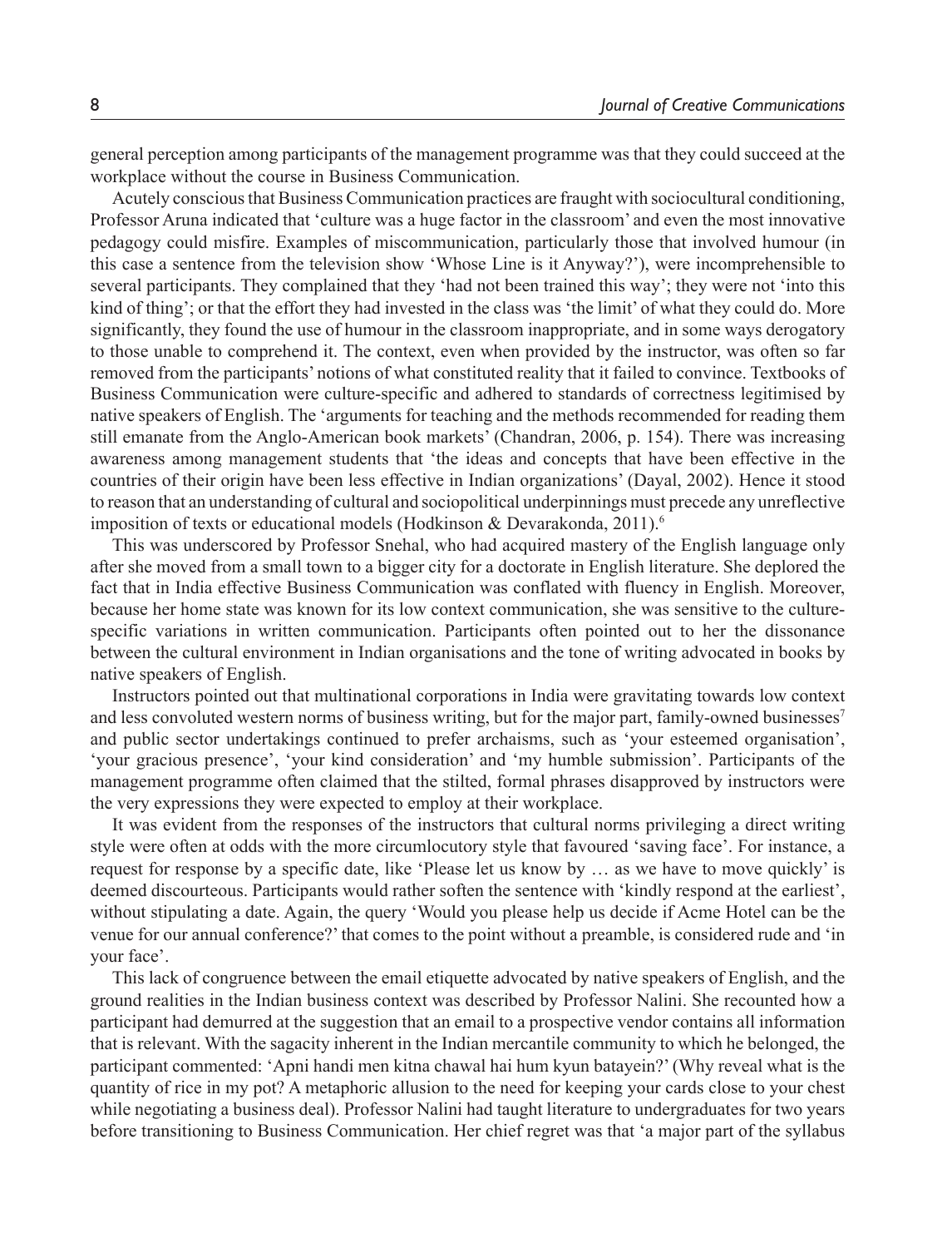general perception among participants of the management programme was that they could succeed at the workplace without the course in Business Communication.

Acutely conscious that Business Communication practices are fraught with sociocultural conditioning, Professor Aruna indicated that 'culture was a huge factor in the classroom' and even the most innovative pedagogy could misfire. Examples of miscommunication, particularly those that involved humour (in this case a sentence from the television show 'Whose Line is it Anyway?'), were incomprehensible to several participants. They complained that they 'had not been trained this way'; they were not 'into this kind of thing'; or that the effort they had invested in the class was 'the limit' of what they could do. More significantly, they found the use of humour in the classroom inappropriate, and in some ways derogatory to those unable to comprehend it. The context, even when provided by the instructor, was often so far removed from the participants' notions of what constituted reality that it failed to convince. Textbooks of Business Communication were culture-specific and adhered to standards of correctness legitimised by native speakers of English. The 'arguments for teaching and the methods recommended for reading them still emanate from the Anglo-American book markets' (Chandran, 2006, p. 154). There was increasing awareness among management students that 'the ideas and concepts that have been effective in the countries of their origin have been less effective in Indian organizations' (Dayal, 2002). Hence it stood to reason that an understanding of cultural and sociopolitical underpinnings must precede any unreflective imposition of texts or educational models (Hodkinson & Devarakonda, 2011).[6]

This was underscored by Professor Snehal, who had acquired mastery of the English language only after she moved from a small town to a bigger city for a doctorate in English literature. She deplored the fact that in India effective Business Communication was conflated with fluency in English. Moreover, because her home state was known for its low context communication, she was sensitive to the culture-specific variations in written communication. Participants often pointed out to her the dissonance between the cultural environment in Indian organisations and the tone of writing advocated in books by native speakers of English.

Instructors pointed out that multinational corporations in India were gravitating towards low context and less convoluted western norms of business writing, but for the major part, family-owned businesses[7] and public sector undertakings continued to prefer archaisms, such as 'your esteemed organisation', 'your gracious presence', 'your kind consideration' and 'my humble submission'. Participants of the management programme often claimed that the stilted, formal phrases disapproved by instructors were the very expressions they were expected to employ at their workplace.

It was evident from the responses of the instructors that cultural norms privileging a direct writing style were often at odds with the more circumlocutory style that favoured 'saving face'. For instance, a request for response by a specific date, like 'Please let us know by … as we have to move quickly' is deemed discourteous. Participants would rather soften the sentence with 'kindly respond at the earliest', without stipulating a date. Again, the query 'Would you please help us decide if Acme Hotel can be the venue for our annual conference?' that comes to the point without a preamble, is considered rude and 'in your face'.

This lack of congruence between the email etiquette advocated by native speakers of English, and the ground realities in the Indian business context was described by Professor Nalini. She recounted how a participant had demurred at the suggestion that an email to a prospective vendor contains all information that is relevant. With the sagacity inherent in the Indian mercantile community to which he belonged, the participant commented: 'Apni handi men kitna chawal hai hum kyun batayein?' (Why reveal what is the quantity of rice in my pot? A metaphoric allusion to the need for keeping your cards close to your chest while negotiating a business deal). Professor Nalini had taught literature to undergraduates for two years before transitioning to Business Communication. Her chief regret was that 'a major part of the syllabus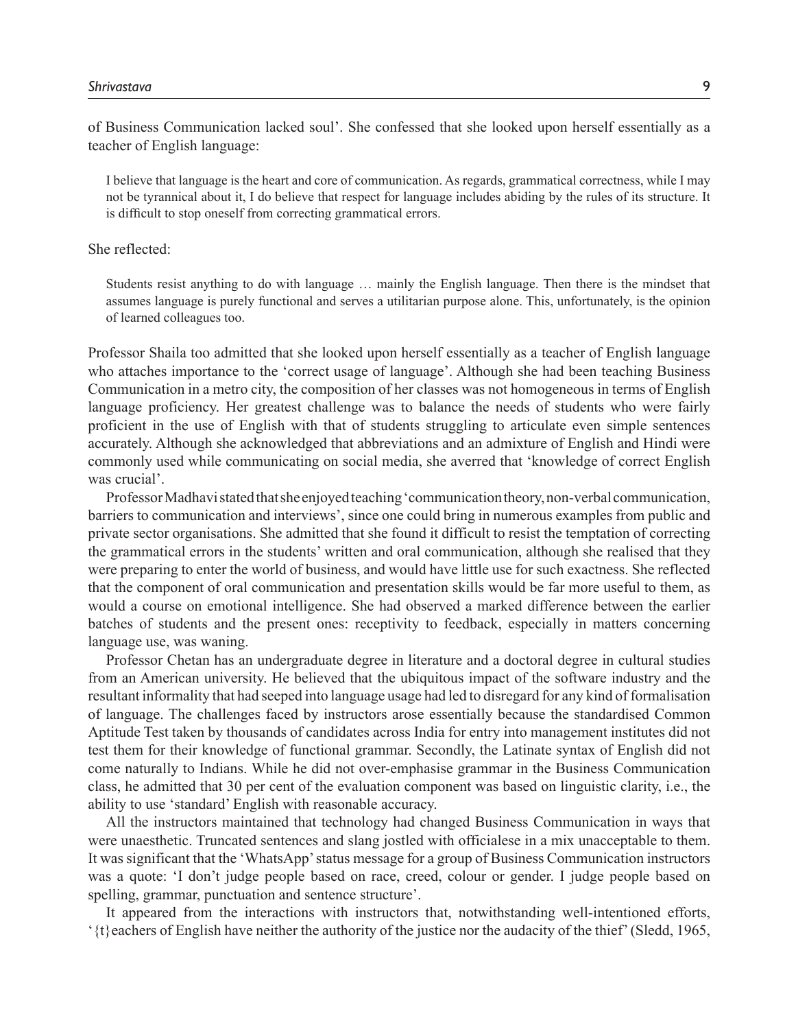of Business Communication lacked soul'. She confessed that she looked upon herself essentially as a teacher of English language:

> I believe that language is the heart and core of communication. As regards, grammatical correctness, while I may not be tyrannical about it, I do believe that respect for language includes abiding by the rules of its structure. It is difficult to stop oneself from correcting grammatical errors.

She reflected:

> Students resist anything to do with language … mainly the English language. Then there is the mindset that assumes language is purely functional and serves a utilitarian purpose alone. This, unfortunately, is the opinion of learned colleagues too.

Professor Shaila too admitted that she looked upon herself essentially as a teacher of English language who attaches importance to the 'correct usage of language'. Although she had been teaching Business Communication in a metro city, the composition of her classes was not homogeneous in terms of English language proficiency. Her greatest challenge was to balance the needs of students who were fairly proficient in the use of English with that of students struggling to articulate even simple sentences accurately. Although she acknowledged that abbreviations and an admixture of English and Hindi were commonly used while communicating on social media, she averred that 'knowledge of correct English was crucial'.

Professor Madhavi stated that she enjoyed teaching 'communication theory, non-verbal communication, barriers to communication and interviews', since one could bring in numerous examples from public and private sector organisations. She admitted that she found it difficult to resist the temptation of correcting the grammatical errors in the students' written and oral communication, although she realised that they were preparing to enter the world of business, and would have little use for such exactness. She reflected that the component of oral communication and presentation skills would be far more useful to them, as would a course on emotional intelligence. She had observed a marked difference between the earlier batches of students and the present ones: receptivity to feedback, especially in matters concerning language use, was waning.

Professor Chetan has an undergraduate degree in literature and a doctoral degree in cultural studies from an American university. He believed that the ubiquitous impact of the software industry and the resultant informality that had seeped into language usage had led to disregard for any kind of formalisation of language. The challenges faced by instructors arose essentially because the standardised Common Aptitude Test taken by thousands of candidates across India for entry into management institutes did not test them for their knowledge of functional grammar. Secondly, the Latinate syntax of English did not come naturally to Indians. While he did not over-emphasise grammar in the Business Communication class, he admitted that 30 per cent of the evaluation component was based on linguistic clarity, i.e., the ability to use 'standard' English with reasonable accuracy.

All the instructors maintained that technology had changed Business Communication in ways that were unaesthetic. Truncated sentences and slang jostled with officialese in a mix unacceptable to them. It was significant that the 'WhatsApp' status message for a group of Business Communication instructors was a quote: 'I don't judge people based on race, creed, colour or gender. I judge people based on spelling, grammar, punctuation and sentence structure'.

It appeared from the interactions with instructors that, notwithstanding well-intentioned efforts, '{t}eachers of English have neither the authority of the justice nor the audacity of the thief' (Sledd, 1965,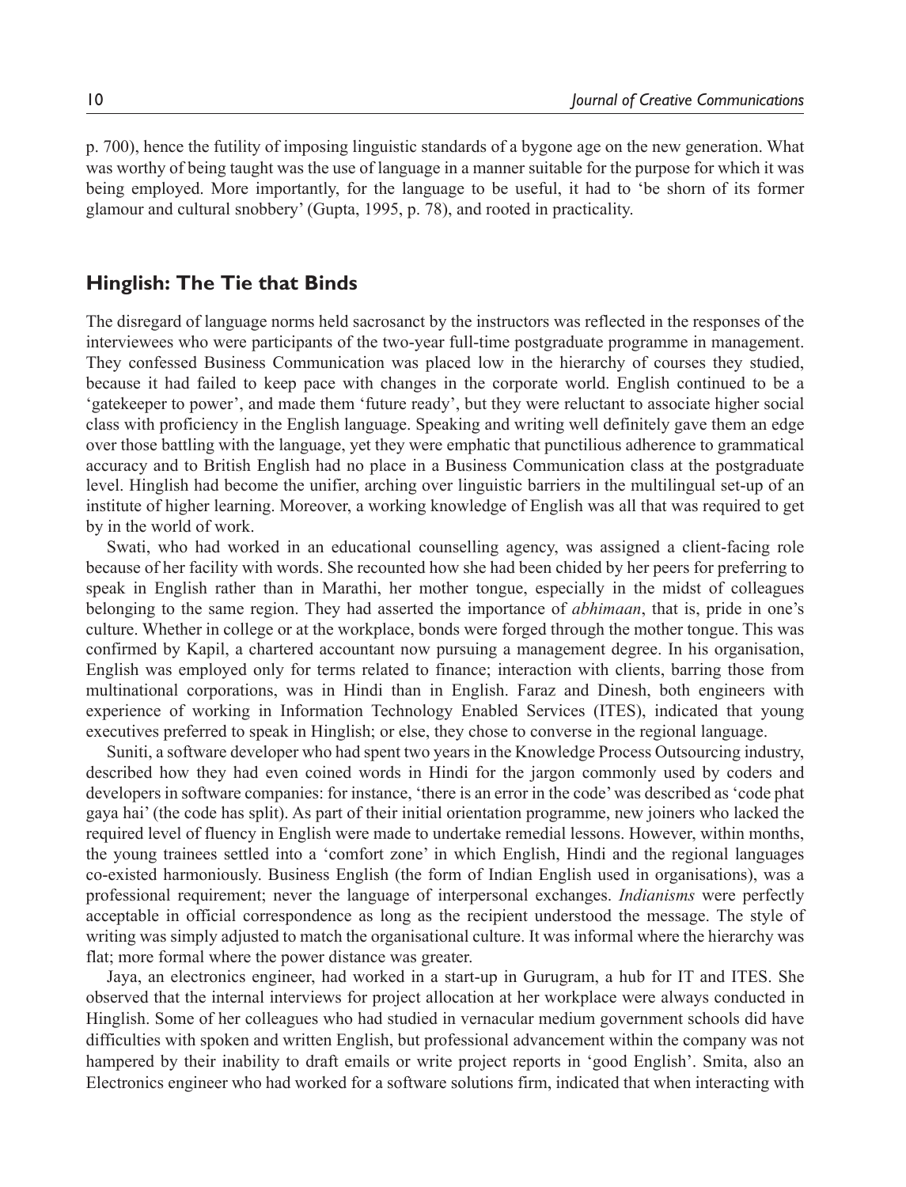p. 700), hence the futility of imposing linguistic standards of a bygone age on the new generation. What was worthy of being taught was the use of language in a manner suitable for the purpose for which it was being employed. More importantly, for the language to be useful, it had to 'be shorn of its former glamour and cultural snobbery' (Gupta, 1995, p. 78), and rooted in practicality.

## Hinglish: The Tie that Binds

The disregard of language norms held sacrosanct by the instructors was reflected in the responses of the interviewees who were participants of the two-year full-time postgraduate programme in management. They confessed Business Communication was placed low in the hierarchy of courses they studied, because it had failed to keep pace with changes in the corporate world. English continued to be a 'gatekeeper to power', and made them 'future ready', but they were reluctant to associate higher social class with proficiency in the English language. Speaking and writing well definitely gave them an edge over those battling with the language, yet they were emphatic that punctilious adherence to grammatical accuracy and to British English had no place in a Business Communication class at the postgraduate level. Hinglish had become the unifier, arching over linguistic barriers in the multilingual set-up of an institute of higher learning. Moreover, a working knowledge of English was all that was required to get by in the world of work.

Swati, who had worked in an educational counselling agency, was assigned a client-facing role because of her facility with words. She recounted how she had been chided by her peers for preferring to speak in English rather than in Marathi, her mother tongue, especially in the midst of colleagues belonging to the same region. They had asserted the importance of *abhimaan*, that is, pride in one's culture. Whether in college or at the workplace, bonds were forged through the mother tongue. This was confirmed by Kapil, a chartered accountant now pursuing a management degree. In his organisation, English was employed only for terms related to finance; interaction with clients, barring those from multinational corporations, was in Hindi than in English. Faraz and Dinesh, both engineers with experience of working in Information Technology Enabled Services (ITES), indicated that young executives preferred to speak in Hinglish; or else, they chose to converse in the regional language.

Suniti, a software developer who had spent two years in the Knowledge Process Outsourcing industry, described how they had even coined words in Hindi for the jargon commonly used by coders and developers in software companies: for instance, 'there is an error in the code' was described as 'code phat gaya hai' (the code has split). As part of their initial orientation programme, new joiners who lacked the required level of fluency in English were made to undertake remedial lessons. However, within months, the young trainees settled into a 'comfort zone' in which English, Hindi and the regional languages co-existed harmoniously. Business English (the form of Indian English used in organisations), was a professional requirement; never the language of interpersonal exchanges. *Indianisms* were perfectly acceptable in official correspondence as long as the recipient understood the message. The style of writing was simply adjusted to match the organisational culture. It was informal where the hierarchy was flat; more formal where the power distance was greater.

Jaya, an electronics engineer, had worked in a start-up in Gurugram, a hub for IT and ITES. She observed that the internal interviews for project allocation at her workplace were always conducted in Hinglish. Some of her colleagues who had studied in vernacular medium government schools did have difficulties with spoken and written English, but professional advancement within the company was not hampered by their inability to draft emails or write project reports in 'good English'. Smita, also an Electronics engineer who had worked for a software solutions firm, indicated that when interacting with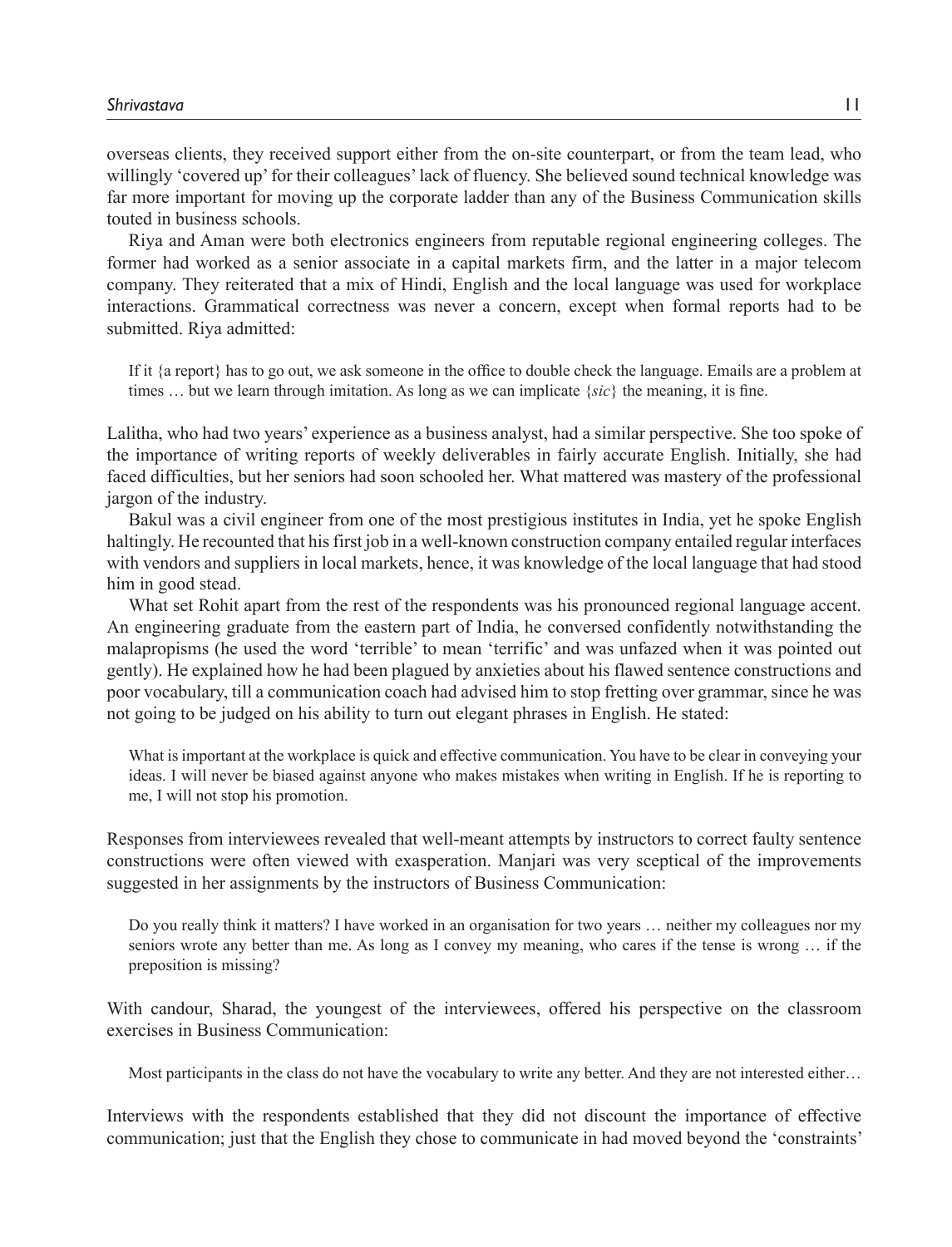overseas clients, they received support either from the on-site counterpart, or from the team lead, who willingly 'covered up' for their colleagues' lack of fluency. She believed sound technical knowledge was far more important for moving up the corporate ladder than any of the Business Communication skills touted in business schools.

Riya and Aman were both electronics engineers from reputable regional engineering colleges. The former had worked as a senior associate in a capital markets firm, and the latter in a major telecom company. They reiterated that a mix of Hindi, English and the local language was used for workplace interactions. Grammatical correctness was never a concern, except when formal reports had to be submitted. Riya admitted:

> If it {a report} has to go out, we ask someone in the office to double check the language. Emails are a problem at times … but we learn through imitation. As long as we can implicate {*sic*} the meaning, it is fine.

Lalitha, who had two years' experience as a business analyst, had a similar perspective. She too spoke of the importance of writing reports of weekly deliverables in fairly accurate English. Initially, she had faced difficulties, but her seniors had soon schooled her. What mattered was mastery of the professional jargon of the industry.

Bakul was a civil engineer from one of the most prestigious institutes in India, yet he spoke English haltingly. He recounted that his first job in a well-known construction company entailed regular interfaces with vendors and suppliers in local markets, hence, it was knowledge of the local language that had stood him in good stead.

What set Rohit apart from the rest of the respondents was his pronounced regional language accent. An engineering graduate from the eastern part of India, he conversed confidently notwithstanding the malapropisms (he used the word 'terrible' to mean 'terrific' and was unfazed when it was pointed out gently). He explained how he had been plagued by anxieties about his flawed sentence constructions and poor vocabulary, till a communication coach had advised him to stop fretting over grammar, since he was not going to be judged on his ability to turn out elegant phrases in English. He stated:

> What is important at the workplace is quick and effective communication. You have to be clear in conveying your ideas. I will never be biased against anyone who makes mistakes when writing in English. If he is reporting to me, I will not stop his promotion.

Responses from interviewees revealed that well-meant attempts by instructors to correct faulty sentence constructions were often viewed with exasperation. Manjari was very sceptical of the improvements suggested in her assignments by the instructors of Business Communication:

> Do you really think it matters? I have worked in an organisation for two years … neither my colleagues nor my seniors wrote any better than me. As long as I convey my meaning, who cares if the tense is wrong … if the preposition is missing?

With candour, Sharad, the youngest of the interviewees, offered his perspective on the classroom exercises in Business Communication:

> Most participants in the class do not have the vocabulary to write any better. And they are not interested either…

Interviews with the respondents established that they did not discount the importance of effective communication; just that the English they chose to communicate in had moved beyond the 'constraints'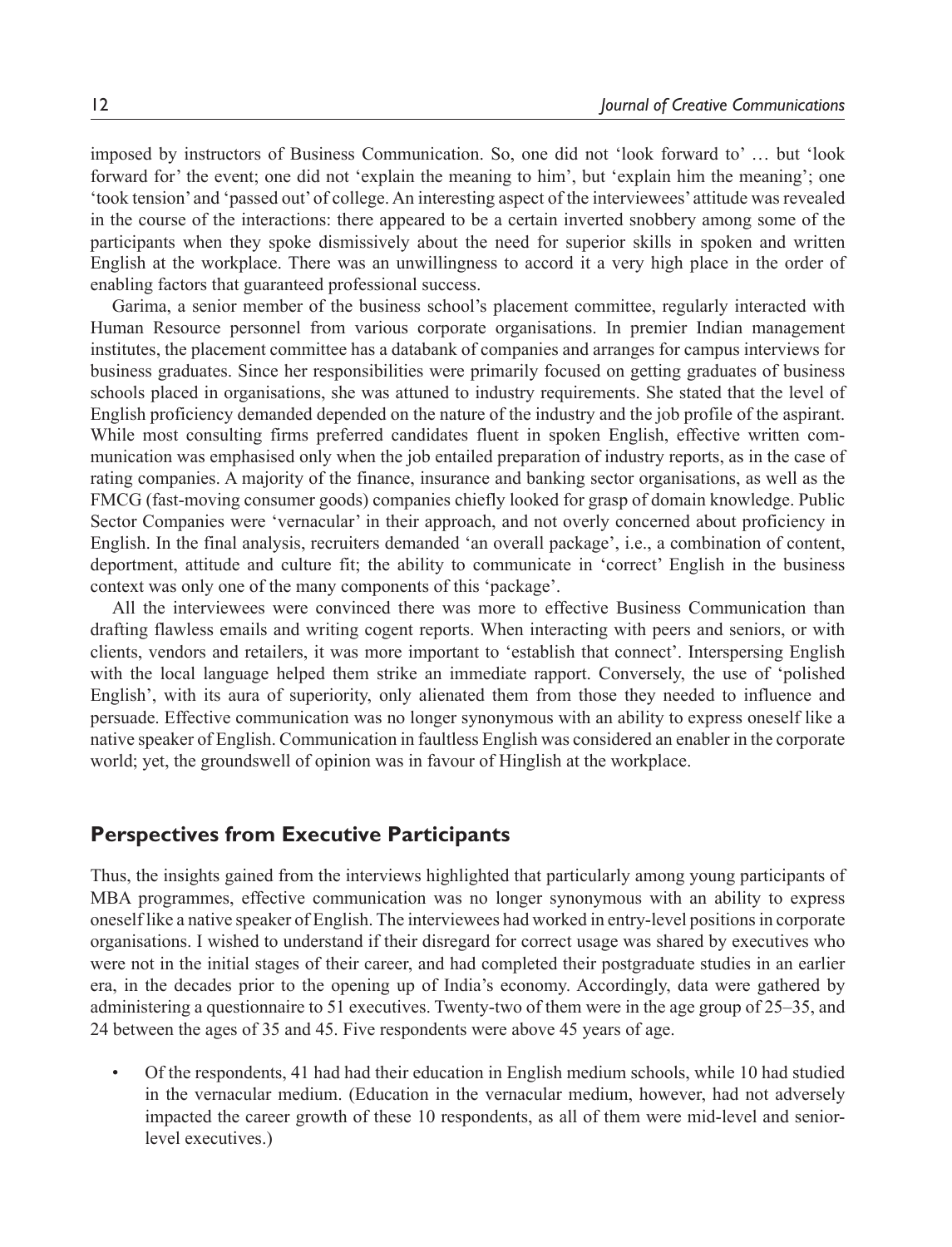imposed by instructors of Business Communication. So, one did not 'look forward to' … but 'look forward for' the event; one did not 'explain the meaning to him', but 'explain him the meaning'; one 'took tension' and 'passed out' of college. An interesting aspect of the interviewees' attitude was revealed in the course of the interactions: there appeared to be a certain inverted snobbery among some of the participants when they spoke dismissively about the need for superior skills in spoken and written English at the workplace. There was an unwillingness to accord it a very high place in the order of enabling factors that guaranteed professional success.

Garima, a senior member of the business school's placement committee, regularly interacted with Human Resource personnel from various corporate organisations. In premier Indian management institutes, the placement committee has a databank of companies and arranges for campus interviews for business graduates. Since her responsibilities were primarily focused on getting graduates of business schools placed in organisations, she was attuned to industry requirements. She stated that the level of English proficiency demanded depended on the nature of the industry and the job profile of the aspirant. While most consulting firms preferred candidates fluent in spoken English, effective written communication was emphasised only when the job entailed preparation of industry reports, as in the case of rating companies. A majority of the finance, insurance and banking sector organisations, as well as the FMCG (fast-moving consumer goods) companies chiefly looked for grasp of domain knowledge. Public Sector Companies were 'vernacular' in their approach, and not overly concerned about proficiency in English. In the final analysis, recruiters demanded 'an overall package', i.e., a combination of content, deportment, attitude and culture fit; the ability to communicate in 'correct' English in the business context was only one of the many components of this 'package'.

All the interviewees were convinced there was more to effective Business Communication than drafting flawless emails and writing cogent reports. When interacting with peers and seniors, or with clients, vendors and retailers, it was more important to 'establish that connect'. Interspersing English with the local language helped them strike an immediate rapport. Conversely, the use of 'polished English', with its aura of superiority, only alienated them from those they needed to influence and persuade. Effective communication was no longer synonymous with an ability to express oneself like a native speaker of English. Communication in faultless English was considered an enabler in the corporate world; yet, the groundswell of opinion was in favour of Hinglish at the workplace.

## Perspectives from Executive Participants

Thus, the insights gained from the interviews highlighted that particularly among young participants of MBA programmes, effective communication was no longer synonymous with an ability to express oneself like a native speaker of English. The interviewees had worked in entry-level positions in corporate organisations. I wished to understand if their disregard for correct usage was shared by executives who were not in the initial stages of their career, and had completed their postgraduate studies in an earlier era, in the decades prior to the opening up of India's economy. Accordingly, data were gathered by administering a questionnaire to 51 executives. Twenty-two of them were in the age group of 25–35, and 24 between the ages of 35 and 45. Five respondents were above 45 years of age.

- Of the respondents, 41 had had their education in English medium schools, while 10 had studied in the vernacular medium. (Education in the vernacular medium, however, had not adversely impacted the career growth of these 10 respondents, as all of them were mid-level and senior-level executives.)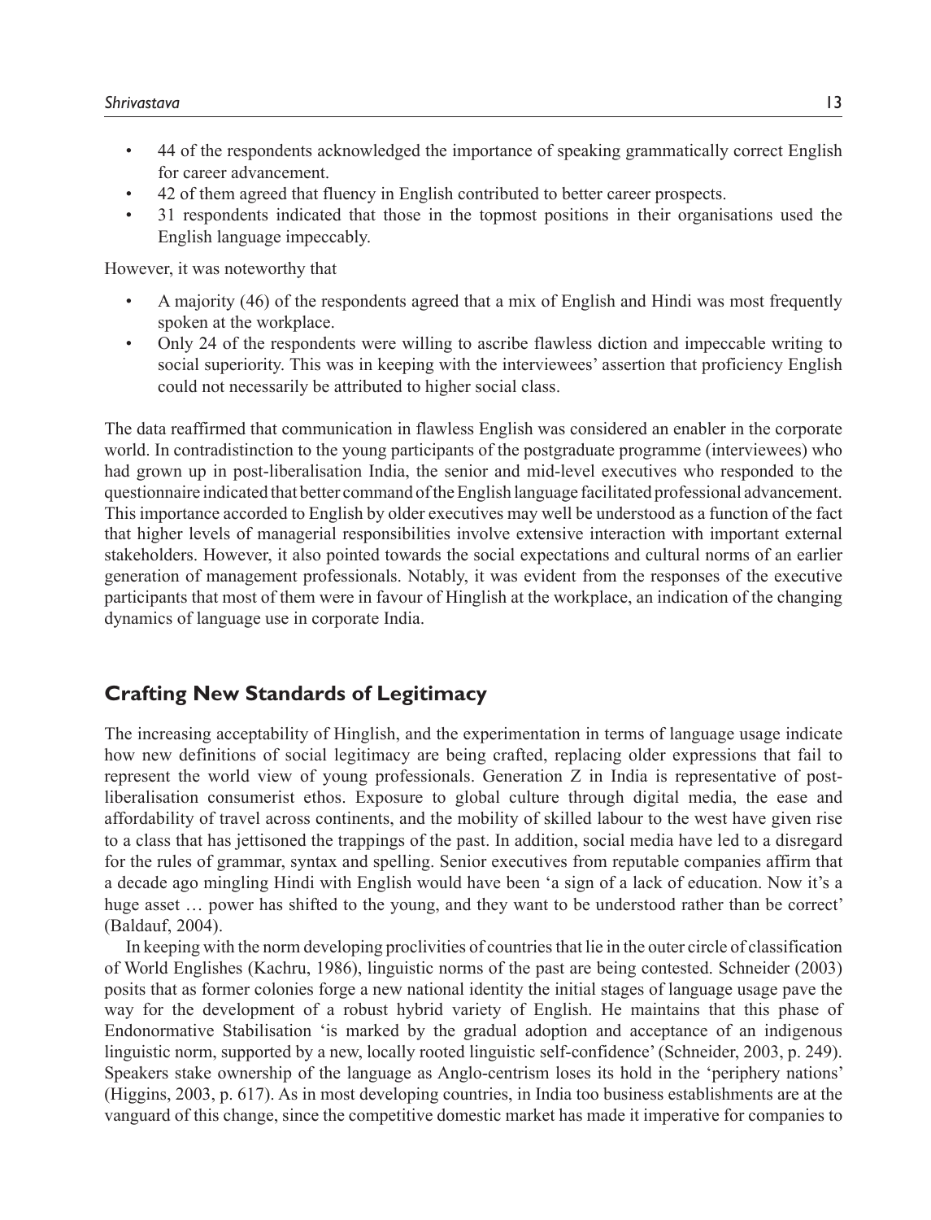- 44 of the respondents acknowledged the importance of speaking grammatically correct English for career advancement.
- 42 of them agreed that fluency in English contributed to better career prospects.
- 31 respondents indicated that those in the topmost positions in their organisations used the English language impeccably.

However, it was noteworthy that

- A majority (46) of the respondents agreed that a mix of English and Hindi was most frequently spoken at the workplace.
- Only 24 of the respondents were willing to ascribe flawless diction and impeccable writing to social superiority. This was in keeping with the interviewees' assertion that proficiency English could not necessarily be attributed to higher social class.

The data reaffirmed that communication in flawless English was considered an enabler in the corporate world. In contradistinction to the young participants of the postgraduate programme (interviewees) who had grown up in post-liberalisation India, the senior and mid-level executives who responded to the questionnaire indicated that better command of the English language facilitated professional advancement. This importance accorded to English by older executives may well be understood as a function of the fact that higher levels of managerial responsibilities involve extensive interaction with important external stakeholders. However, it also pointed towards the social expectations and cultural norms of an earlier generation of management professionals. Notably, it was evident from the responses of the executive participants that most of them were in favour of Hinglish at the workplace, an indication of the changing dynamics of language use in corporate India.

## Crafting New Standards of Legitimacy

The increasing acceptability of Hinglish, and the experimentation in terms of language usage indicate how new definitions of social legitimacy are being crafted, replacing older expressions that fail to represent the world view of young professionals. Generation Z in India is representative of post-liberalisation consumerist ethos. Exposure to global culture through digital media, the ease and affordability of travel across continents, and the mobility of skilled labour to the west have given rise to a class that has jettisoned the trappings of the past. In addition, social media have led to a disregard for the rules of grammar, syntax and spelling. Senior executives from reputable companies affirm that a decade ago mingling Hindi with English would have been 'a sign of a lack of education. Now it's a huge asset … power has shifted to the young, and they want to be understood rather than be correct' (Baldauf, 2004).

In keeping with the norm developing proclivities of countries that lie in the outer circle of classification of World Englishes (Kachru, 1986), linguistic norms of the past are being contested. Schneider (2003) posits that as former colonies forge a new national identity the initial stages of language usage pave the way for the development of a robust hybrid variety of English. He maintains that this phase of Endonormative Stabilisation 'is marked by the gradual adoption and acceptance of an indigenous linguistic norm, supported by a new, locally rooted linguistic self-confidence' (Schneider, 2003, p. 249). Speakers stake ownership of the language as Anglo-centrism loses its hold in the 'periphery nations' (Higgins, 2003, p. 617). As in most developing countries, in India too business establishments are at the vanguard of this change, since the competitive domestic market has made it imperative for companies to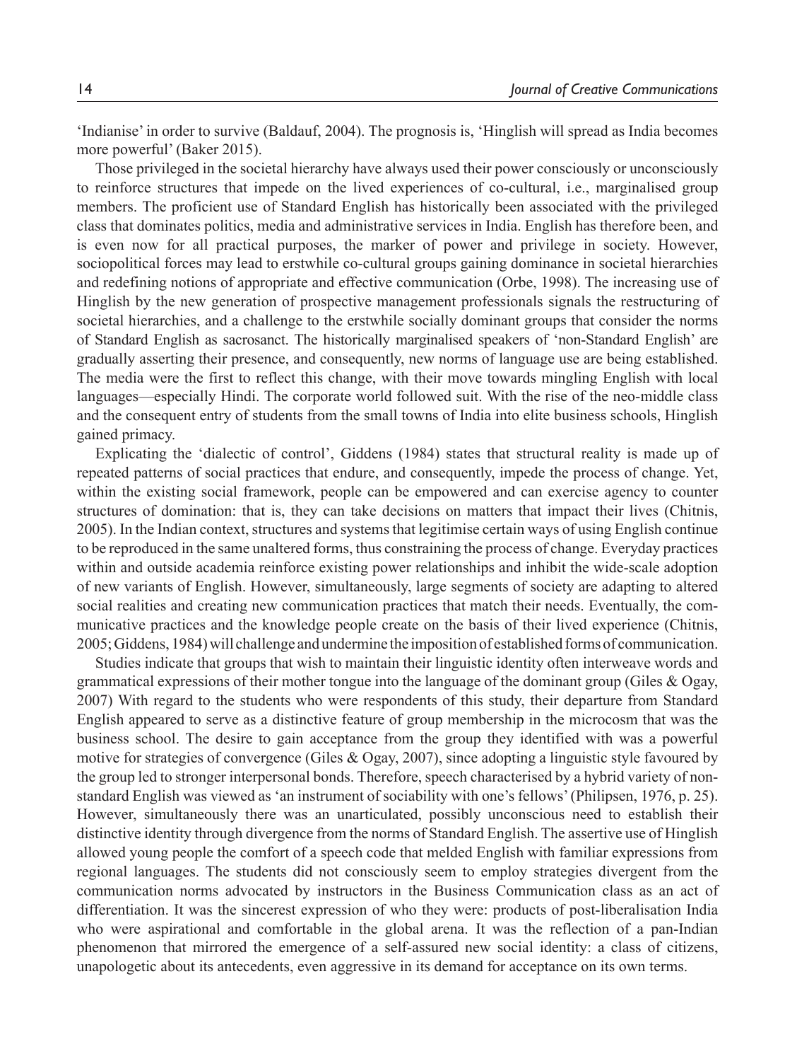'Indianise' in order to survive (Baldauf, 2004). The prognosis is, 'Hinglish will spread as India becomes more powerful' (Baker 2015).

Those privileged in the societal hierarchy have always used their power consciously or unconsciously to reinforce structures that impede on the lived experiences of co-cultural, i.e., marginalised group members. The proficient use of Standard English has historically been associated with the privileged class that dominates politics, media and administrative services in India. English has therefore been, and is even now for all practical purposes, the marker of power and privilege in society. However, sociopolitical forces may lead to erstwhile co-cultural groups gaining dominance in societal hierarchies and redefining notions of appropriate and effective communication (Orbe, 1998). The increasing use of Hinglish by the new generation of prospective management professionals signals the restructuring of societal hierarchies, and a challenge to the erstwhile socially dominant groups that consider the norms of Standard English as sacrosanct. The historically marginalised speakers of 'non-Standard English' are gradually asserting their presence, and consequently, new norms of language use are being established. The media were the first to reflect this change, with their move towards mingling English with local languages—especially Hindi. The corporate world followed suit. With the rise of the neo-middle class and the consequent entry of students from the small towns of India into elite business schools, Hinglish gained primacy.

Explicating the 'dialectic of control', Giddens (1984) states that structural reality is made up of repeated patterns of social practices that endure, and consequently, impede the process of change. Yet, within the existing social framework, people can be empowered and can exercise agency to counter structures of domination: that is, they can take decisions on matters that impact their lives (Chitnis, 2005). In the Indian context, structures and systems that legitimise certain ways of using English continue to be reproduced in the same unaltered forms, thus constraining the process of change. Everyday practices within and outside academia reinforce existing power relationships and inhibit the wide-scale adoption of new variants of English. However, simultaneously, large segments of society are adapting to altered social realities and creating new communication practices that match their needs. Eventually, the communicative practices and the knowledge people create on the basis of their lived experience (Chitnis, 2005; Giddens, 1984) will challenge and undermine the imposition of established forms of communication.

Studies indicate that groups that wish to maintain their linguistic identity often interweave words and grammatical expressions of their mother tongue into the language of the dominant group (Giles & Ogay, 2007) With regard to the students who were respondents of this study, their departure from Standard English appeared to serve as a distinctive feature of group membership in the microcosm that was the business school. The desire to gain acceptance from the group they identified with was a powerful motive for strategies of convergence (Giles & Ogay, 2007), since adopting a linguistic style favoured by the group led to stronger interpersonal bonds. Therefore, speech characterised by a hybrid variety of non-standard English was viewed as 'an instrument of sociability with one's fellows' (Philipsen, 1976, p. 25). However, simultaneously there was an unarticulated, possibly unconscious need to establish their distinctive identity through divergence from the norms of Standard English. The assertive use of Hinglish allowed young people the comfort of a speech code that melded English with familiar expressions from regional languages. The students did not consciously seem to employ strategies divergent from the communication norms advocated by instructors in the Business Communication class as an act of differentiation. It was the sincerest expression of who they were: products of post-liberalisation India who were aspirational and comfortable in the global arena. It was the reflection of a pan-Indian phenomenon that mirrored the emergence of a self-assured new social identity: a class of citizens, unapologetic about its antecedents, even aggressive in its demand for acceptance on its own terms.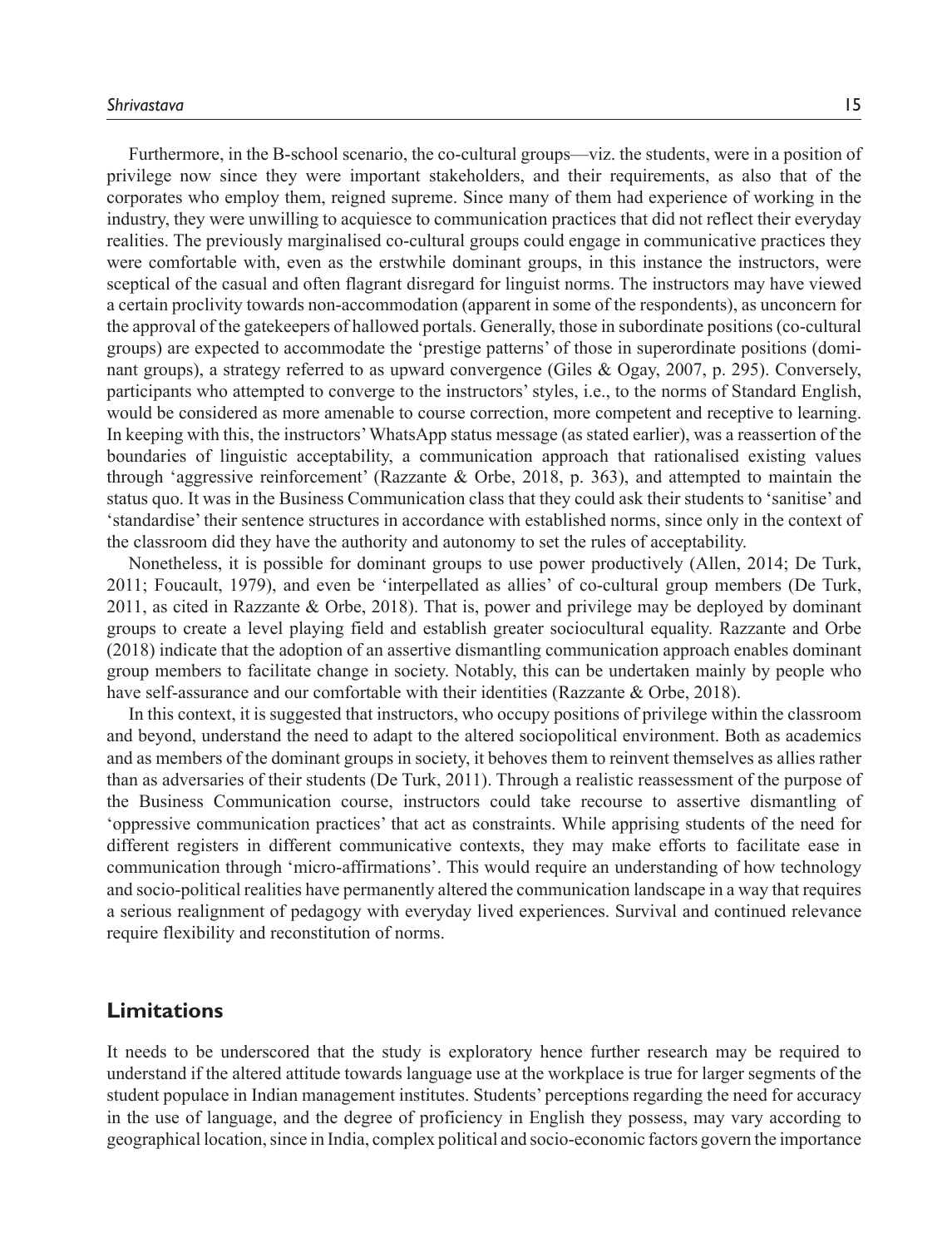Furthermore, in the B-school scenario, the co-cultural groups—viz. the students, were in a position of privilege now since they were important stakeholders, and their requirements, as also that of the corporates who employ them, reigned supreme. Since many of them had experience of working in the industry, they were unwilling to acquiesce to communication practices that did not reflect their everyday realities. The previously marginalised co-cultural groups could engage in communicative practices they were comfortable with, even as the erstwhile dominant groups, in this instance the instructors, were sceptical of the casual and often flagrant disregard for linguist norms. The instructors may have viewed a certain proclivity towards non-accommodation (apparent in some of the respondents), as unconcern for the approval of the gatekeepers of hallowed portals. Generally, those in subordinate positions (co-cultural groups) are expected to accommodate the 'prestige patterns' of those in superordinate positions (dominant groups), a strategy referred to as upward convergence (Giles & Ogay, 2007, p. 295). Conversely, participants who attempted to converge to the instructors' styles, i.e., to the norms of Standard English, would be considered as more amenable to course correction, more competent and receptive to learning. In keeping with this, the instructors' WhatsApp status message (as stated earlier), was a reassertion of the boundaries of linguistic acceptability, a communication approach that rationalised existing values through 'aggressive reinforcement' (Razzante & Orbe, 2018, p. 363), and attempted to maintain the status quo. It was in the Business Communication class that they could ask their students to 'sanitise' and 'standardise' their sentence structures in accordance with established norms, since only in the context of the classroom did they have the authority and autonomy to set the rules of acceptability.

Nonetheless, it is possible for dominant groups to use power productively (Allen, 2014; De Turk, 2011; Foucault, 1979), and even be 'interpellated as allies' of co-cultural group members (De Turk, 2011, as cited in Razzante & Orbe, 2018). That is, power and privilege may be deployed by dominant groups to create a level playing field and establish greater sociocultural equality. Razzante and Orbe (2018) indicate that the adoption of an assertive dismantling communication approach enables dominant group members to facilitate change in society. Notably, this can be undertaken mainly by people who have self-assurance and our comfortable with their identities (Razzante & Orbe, 2018).

In this context, it is suggested that instructors, who occupy positions of privilege within the classroom and beyond, understand the need to adapt to the altered sociopolitical environment. Both as academics and as members of the dominant groups in society, it behoves them to reinvent themselves as allies rather than as adversaries of their students (De Turk, 2011). Through a realistic reassessment of the purpose of the Business Communication course, instructors could take recourse to assertive dismantling of 'oppressive communication practices' that act as constraints. While apprising students of the need for different registers in different communicative contexts, they may make efforts to facilitate ease in communication through 'micro-affirmations'. This would require an understanding of how technology and socio-political realities have permanently altered the communication landscape in a way that requires a serious realignment of pedagogy with everyday lived experiences. Survival and continued relevance require flexibility and reconstitution of norms.

## Limitations

It needs to be underscored that the study is exploratory hence further research may be required to understand if the altered attitude towards language use at the workplace is true for larger segments of the student populace in Indian management institutes. Students' perceptions regarding the need for accuracy in the use of language, and the degree of proficiency in English they possess, may vary according to geographical location, since in India, complex political and socio-economic factors govern the importance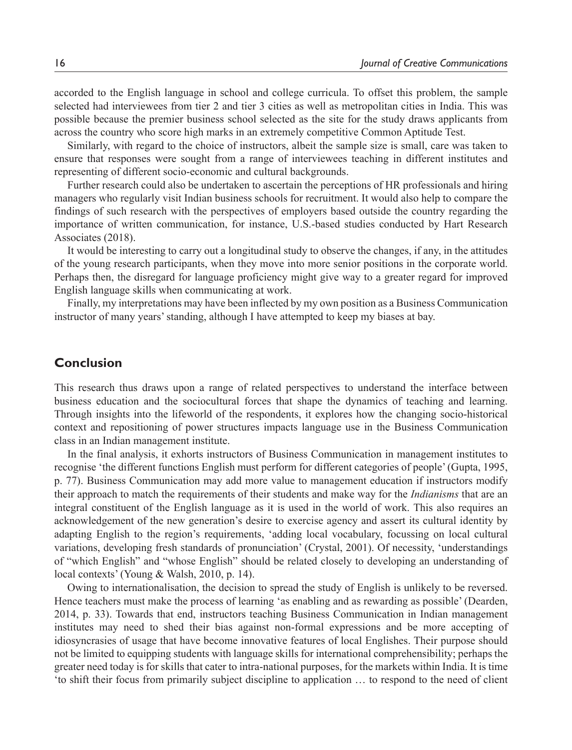accorded to the English language in school and college curricula. To offset this problem, the sample selected had interviewees from tier 2 and tier 3 cities as well as metropolitan cities in India. This was possible because the premier business school selected as the site for the study draws applicants from across the country who score high marks in an extremely competitive Common Aptitude Test.

Similarly, with regard to the choice of instructors, albeit the sample size is small, care was taken to ensure that responses were sought from a range of interviewees teaching in different institutes and representing of different socio-economic and cultural backgrounds.

Further research could also be undertaken to ascertain the perceptions of HR professionals and hiring managers who regularly visit Indian business schools for recruitment. It would also help to compare the findings of such research with the perspectives of employers based outside the country regarding the importance of written communication, for instance, U.S.-based studies conducted by Hart Research Associates (2018).

It would be interesting to carry out a longitudinal study to observe the changes, if any, in the attitudes of the young research participants, when they move into more senior positions in the corporate world. Perhaps then, the disregard for language proficiency might give way to a greater regard for improved English language skills when communicating at work.

Finally, my interpretations may have been inflected by my own position as a Business Communication instructor of many years' standing, although I have attempted to keep my biases at bay.

## Conclusion

This research thus draws upon a range of related perspectives to understand the interface between business education and the sociocultural forces that shape the dynamics of teaching and learning. Through insights into the lifeworld of the respondents, it explores how the changing socio-historical context and repositioning of power structures impacts language use in the Business Communication class in an Indian management institute.

In the final analysis, it exhorts instructors of Business Communication in management institutes to recognise 'the different functions English must perform for different categories of people' (Gupta, 1995, p. 77). Business Communication may add more value to management education if instructors modify their approach to match the requirements of their students and make way for the *Indianisms* that are an integral constituent of the English language as it is used in the world of work. This also requires an acknowledgement of the new generation's desire to exercise agency and assert its cultural identity by adapting English to the region's requirements, 'adding local vocabulary, focussing on local cultural variations, developing fresh standards of pronunciation' (Crystal, 2001). Of necessity, 'understandings of "which English" and "whose English" should be related closely to developing an understanding of local contexts' (Young & Walsh, 2010, p. 14).

Owing to internationalisation, the decision to spread the study of English is unlikely to be reversed. Hence teachers must make the process of learning 'as enabling and as rewarding as possible' (Dearden, 2014, p. 33). Towards that end, instructors teaching Business Communication in Indian management institutes may need to shed their bias against non-formal expressions and be more accepting of idiosyncrasies of usage that have become innovative features of local Englishes. Their purpose should not be limited to equipping students with language skills for international comprehensibility; perhaps the greater need today is for skills that cater to intra-national purposes, for the markets within India. It is time 'to shift their focus from primarily subject discipline to application … to respond to the need of client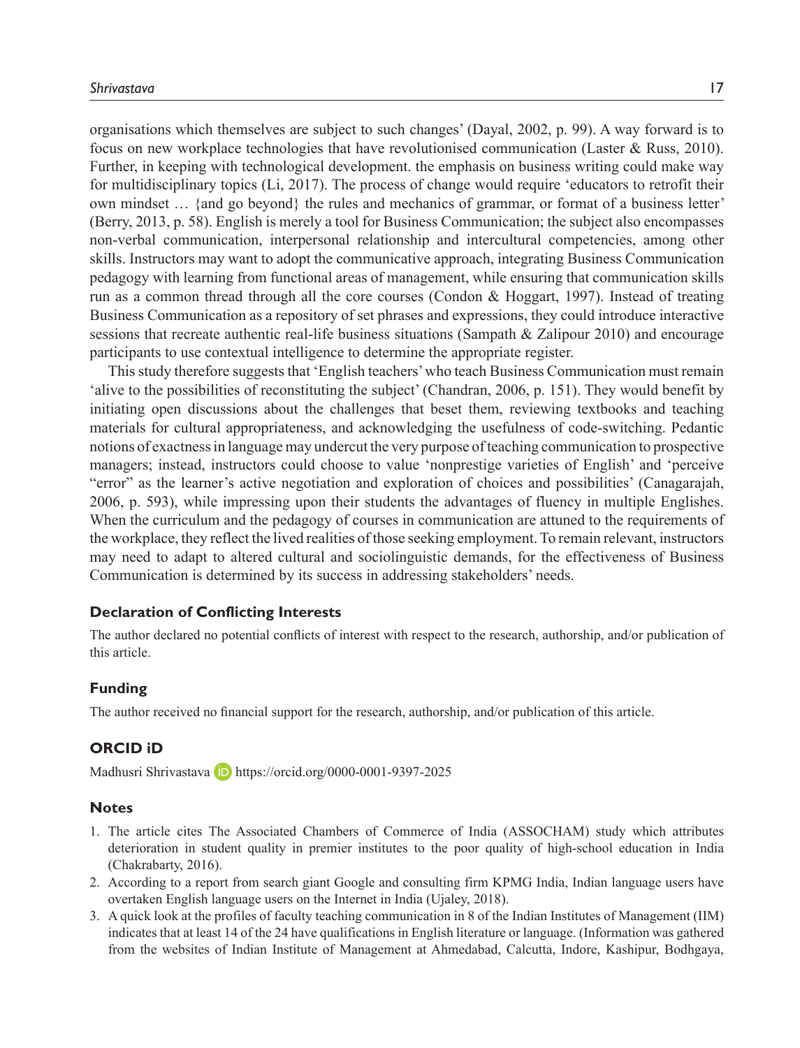organisations which themselves are subject to such changes' (Dayal, 2002, p. 99). A way forward is to focus on new workplace technologies that have revolutionised communication (Laster & Russ, 2010). Further, in keeping with technological development. the emphasis on business writing could make way for multidisciplinary topics (Li, 2017). The process of change would require 'educators to retrofit their own mindset … {and go beyond} the rules and mechanics of grammar, or format of a business letter' (Berry, 2013, p. 58). English is merely a tool for Business Communication; the subject also encompasses non-verbal communication, interpersonal relationship and intercultural competencies, among other skills. Instructors may want to adopt the communicative approach, integrating Business Communication pedagogy with learning from functional areas of management, while ensuring that communication skills run as a common thread through all the core courses (Condon & Hoggart, 1997). Instead of treating Business Communication as a repository of set phrases and expressions, they could introduce interactive sessions that recreate authentic real-life business situations (Sampath & Zalipour 2010) and encourage participants to use contextual intelligence to determine the appropriate register.

This study therefore suggests that 'English teachers' who teach Business Communication must remain 'alive to the possibilities of reconstituting the subject' (Chandran, 2006, p. 151). They would benefit by initiating open discussions about the challenges that beset them, reviewing textbooks and teaching materials for cultural appropriateness, and acknowledging the usefulness of code-switching. Pedantic notions of exactness in language may undercut the very purpose of teaching communication to prospective managers; instead, instructors could choose to value 'nonprestige varieties of English' and 'perceive "error" as the learner's active negotiation and exploration of choices and possibilities' (Canagarajah, 2006, p. 593), while impressing upon their students the advantages of fluency in multiple Englishes. When the curriculum and the pedagogy of courses in communication are attuned to the requirements of the workplace, they reflect the lived realities of those seeking employment. To remain relevant, instructors may need to adapt to altered cultural and sociolinguistic demands, for the effectiveness of Business Communication is determined by its success in addressing stakeholders' needs.

## Declaration of Conflicting Interests

The author declared no potential conflicts of interest with respect to the research, authorship, and/or publication of this article.

## Funding

The author received no financial support for the research, authorship, and/or publication of this article.

## ORCID iD

Madhusri Shrivastava https://orcid.org/0000-0001-9397-2025

## Notes

1. The article cites The Associated Chambers of Commerce of India (ASSOCHAM) study which attributes deterioration in student quality in premier institutes to the poor quality of high-school education in India (Chakrabarty, 2016).
2. According to a report from search giant Google and consulting firm KPMG India, Indian language users have overtaken English language users on the Internet in India (Ujaley, 2018).
3. A quick look at the profiles of faculty teaching communication in 8 of the Indian Institutes of Management (IIM) indicates that at least 14 of the 24 have qualifications in English literature or language. (Information was gathered from the websites of Indian Institute of Management at Ahmedabad, Calcutta, Indore, Kashipur, Bodhgaya,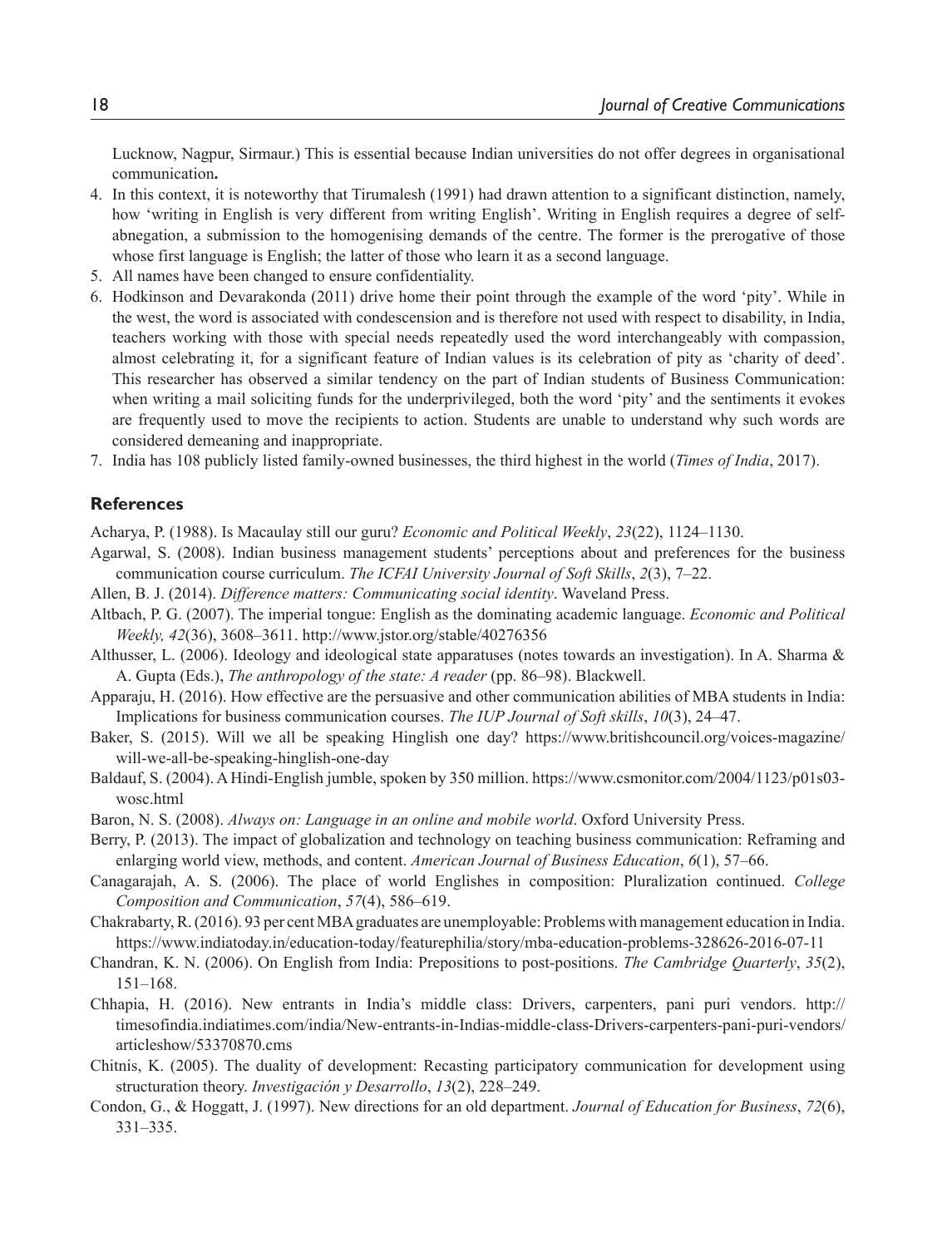Lucknow, Nagpur, Sirmaur.) This is essential because Indian universities do not offer degrees in organisational communication**.**

4. In this context, it is noteworthy that Tirumalesh (1991) had drawn attention to a significant distinction, namely, how 'writing in English is very different from writing English'. Writing in English requires a degree of self-abnegation, a submission to the homogenising demands of the centre. The former is the prerogative of those whose first language is English; the latter of those who learn it as a second language.
5. All names have been changed to ensure confidentiality.
6. Hodkinson and Devarakonda (2011) drive home their point through the example of the word 'pity'. While in the west, the word is associated with condescension and is therefore not used with respect to disability, in India, teachers working with those with special needs repeatedly used the word interchangeably with compassion, almost celebrating it, for a significant feature of Indian values is its celebration of pity as 'charity of deed'. This researcher has observed a similar tendency on the part of Indian students of Business Communication: when writing a mail soliciting funds for the underprivileged, both the word 'pity' and the sentiments it evokes are frequently used to move the recipients to action. Students are unable to understand why such words are considered demeaning and inappropriate.
7. India has 108 publicly listed family-owned businesses, the third highest in the world (*Times of India*, 2017).

## References

Acharya, P. (1988). Is Macaulay still our guru? *Economic and Political Weekly*, *23*(22), 1124–1130.

Agarwal, S. (2008). Indian business management students' perceptions about and preferences for the business communication course curriculum. *The ICFAI University Journal of Soft Skills*, *2*(3), 7–22.

Allen, B. J. (2014). *Difference matters: Communicating social identity*. Waveland Press.

Altbach, P. G. (2007). The imperial tongue: English as the dominating academic language. *Economic and Political Weekly, 42*(36), 3608–3611. http://www.jstor.org/stable/40276356

Althusser, L. (2006). Ideology and ideological state apparatuses (notes towards an investigation). In A. Sharma & A. Gupta (Eds.), *The anthropology of the state: A reader* (pp. 86–98). Blackwell.

Apparaju, H. (2016). How effective are the persuasive and other communication abilities of MBA students in India: Implications for business communication courses. *The IUP Journal of Soft skills*, *10*(3), 24–47.

Baker, S. (2015). Will we all be speaking Hinglish one day? https://www.britishcouncil.org/voices-magazine/will-we-all-be-speaking-hinglish-one-day

Baldauf, S. (2004). A Hindi-English jumble, spoken by 350 million. https://www.csmonitor.com/2004/1123/p01s03-wosc.html

Baron, N. S. (2008). *Always on: Language in an online and mobile world*. Oxford University Press.

Berry, P. (2013). The impact of globalization and technology on teaching business communication: Reframing and enlarging world view, methods, and content. *American Journal of Business Education*, *6*(1), 57–66.

Canagarajah, A. S. (2006). The place of world Englishes in composition: Pluralization continued. *College Composition and Communication*, *57*(4), 586–619.

Chakrabarty, R. (2016). 93 per cent MBA graduates are unemployable: Problems with management education in India. https://www.indiatoday.in/education-today/featurephilia/story/mba-education-problems-328626-2016-07-11

Chandran, K. N. (2006). On English from India: Prepositions to post-positions. *The Cambridge Quarterly*, *35*(2), 151–168.

Chhapia, H. (2016). New entrants in India's middle class: Drivers, carpenters, pani puri vendors. http://timesofindia.indiatimes.com/india/New-entrants-in-Indias-middle-class-Drivers-carpenters-pani-puri-vendors/articleshow/53370870.cms

Chitnis, K. (2005). The duality of development: Recasting participatory communication for development using structuration theory. *Investigación y Desarrollo*, *13*(2), 228–249.

Condon, G., & Hoggatt, J. (1997). New directions for an old department. *Journal of Education for Business*, *72*(6), 331–335.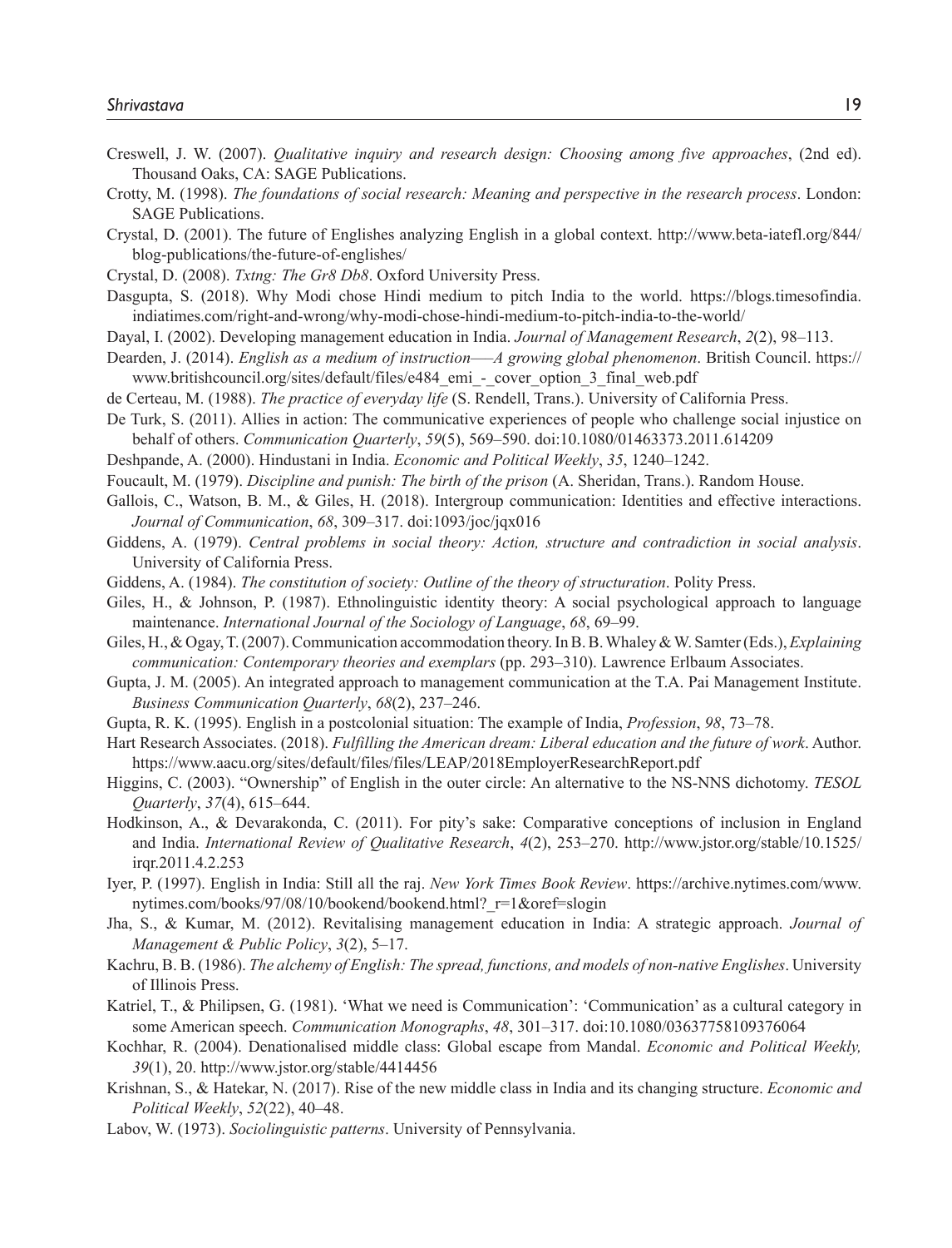Creswell, J. W. (2007). *Qualitative inquiry and research design: Choosing among five approaches*, (2nd ed). Thousand Oaks, CA: SAGE Publications.

Crotty, M. (1998). *The foundations of social research: Meaning and perspective in the research process*. London: SAGE Publications.

Crystal, D. (2001). The future of Englishes analyzing English in a global context. http://www.beta-iatefl.org/844/blog-publications/the-future-of-englishes/

Crystal, D. (2008). *Txtng: The Gr8 Db8*. Oxford University Press.

Dasgupta, S. (2018). Why Modi chose Hindi medium to pitch India to the world. https://blogs.timesofindia.indiatimes.com/right-and-wrong/why-modi-chose-hindi-medium-to-pitch-india-to-the-world/

Dayal, I. (2002). Developing management education in India. *Journal of Management Research*, *2*(2), 98–113.

Dearden, J. (2014). *English as a medium of instruction—–A growing global phenomenon*. British Council. https://www.britishcouncil.org/sites/default/files/e484_emi_-_cover_option_3_final_web.pdf

de Certeau, M. (1988). *The practice of everyday life* (S. Rendell, Trans.). University of California Press.

De Turk, S. (2011). Allies in action: The communicative experiences of people who challenge social injustice on behalf of others. *Communication Quarterly*, *59*(5), 569–590. doi:10.1080/01463373.2011.614209

Deshpande, A. (2000). Hindustani in India. *Economic and Political Weekly*, *35*, 1240–1242.

Foucault, M. (1979). *Discipline and punish: The birth of the prison* (A. Sheridan, Trans.). Random House.

Gallois, C., Watson, B. M., & Giles, H. (2018). Intergroup communication: Identities and effective interactions. *Journal of Communication*, *68*, 309–317. doi:1093/joc/jqx016

Giddens, A. (1979). *Central problems in social theory: Action, structure and contradiction in social analysis*. University of California Press.

Giddens, A. (1984). *The constitution of society: Outline of the theory of structuration*. Polity Press.

Giles, H., & Johnson, P. (1987). Ethnolinguistic identity theory: A social psychological approach to language maintenance. *International Journal of the Sociology of Language*, *68*, 69–99.

Giles, H., & Ogay, T. (2007). Communication accommodation theory. In B. B. Whaley & W. Samter (Eds.), *Explaining communication: Contemporary theories and exemplars* (pp. 293–310). Lawrence Erlbaum Associates.

Gupta, J. M. (2005). An integrated approach to management communication at the T.A. Pai Management Institute. *Business Communication Quarterly*, *68*(2), 237–246.

Gupta, R. K. (1995). English in a postcolonial situation: The example of India, *Profession*, *98*, 73–78.

Hart Research Associates. (2018). *Fulfilling the American dream: Liberal education and the future of work*. Author. https://www.aacu.org/sites/default/files/files/LEAP/2018EmployerResearchReport.pdf

Higgins, C. (2003). "Ownership" of English in the outer circle: An alternative to the NS-NNS dichotomy. *TESOL Quarterly*, *37*(4), 615–644.

Hodkinson, A., & Devarakonda, C. (2011). For pity's sake: Comparative conceptions of inclusion in England and India. *International Review of Qualitative Research*, *4*(2), 253–270. http://www.jstor.org/stable/10.1525/irqr.2011.4.2.253

Iyer, P. (1997). English in India: Still all the raj. *New York Times Book Review*. https://archive.nytimes.com/www.nytimes.com/books/97/08/10/bookend/bookend.html?_r=1&oref=slogin

Jha, S., & Kumar, M. (2012). Revitalising management education in India: A strategic approach. *Journal of Management & Public Policy*, *3*(2), 5–17.

Kachru, B. B. (1986). *The alchemy of English: The spread, functions, and models of non-native Englishes*. University of Illinois Press.

Katriel, T., & Philipsen, G. (1981). 'What we need is Communication': 'Communication' as a cultural category in some American speech. *Communication Monographs*, *48*, 301–317. doi:10.1080/03637758109376064

Kochhar, R. (2004). Denationalised middle class: Global escape from Mandal. *Economic and Political Weekly, 39*(1), 20. http://www.jstor.org/stable/4414456

Krishnan, S., & Hatekar, N. (2017). Rise of the new middle class in India and its changing structure. *Economic and Political Weekly*, *52*(22), 40–48.

Labov, W. (1973). *Sociolinguistic patterns*. University of Pennsylvania.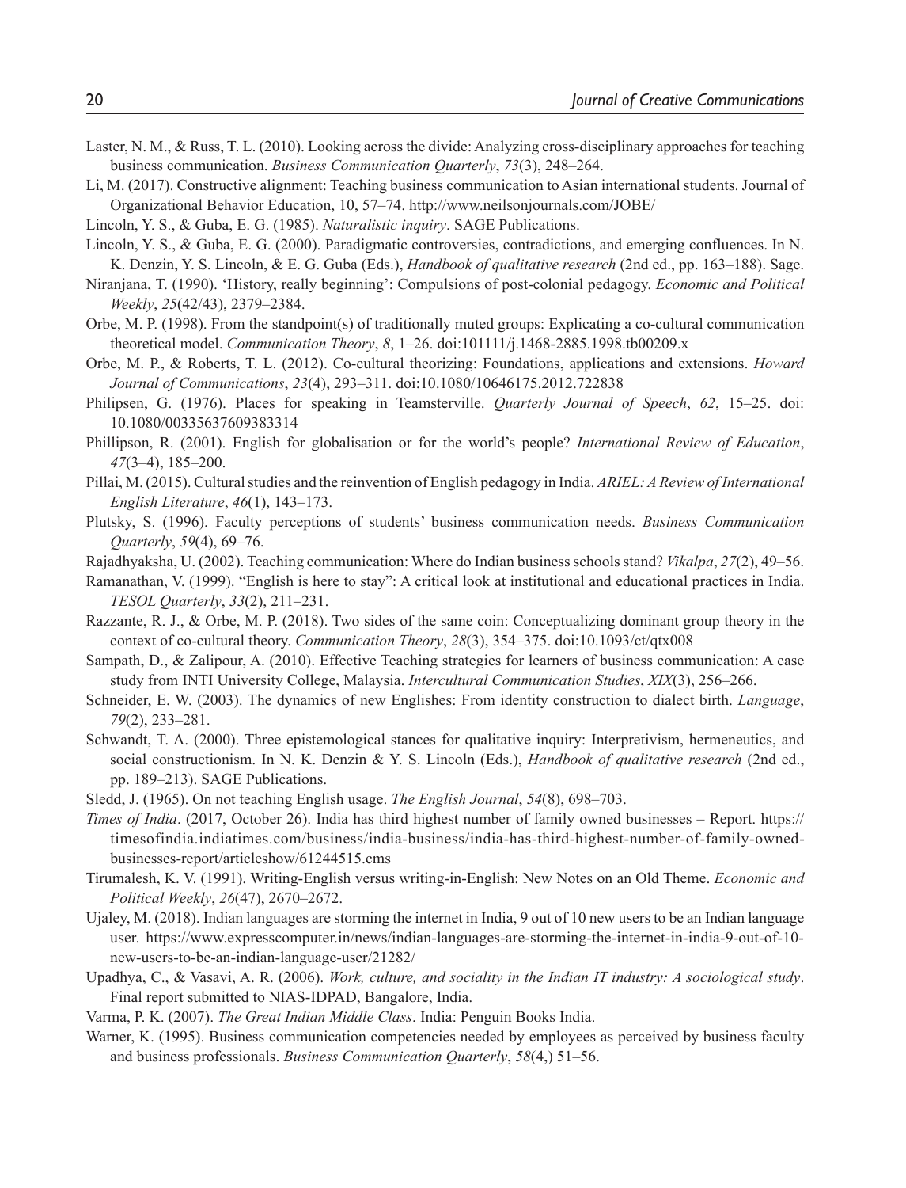Laster, N. M., & Russ, T. L. (2010). Looking across the divide: Analyzing cross-disciplinary approaches for teaching business communication. *Business Communication Quarterly*, *73*(3), 248–264.

Li, M. (2017). Constructive alignment: Teaching business communication to Asian international students. Journal of Organizational Behavior Education, 10, 57–74. http://www.neilsonjournals.com/JOBE/

Lincoln, Y. S., & Guba, E. G. (1985). *Naturalistic inquiry*. SAGE Publications.

Lincoln, Y. S., & Guba, E. G. (2000). Paradigmatic controversies, contradictions, and emerging confluences. In N. K. Denzin, Y. S. Lincoln, & E. G. Guba (Eds.), *Handbook of qualitative research* (2nd ed., pp. 163–188). Sage.

Niranjana, T. (1990). 'History, really beginning': Compulsions of post-colonial pedagogy. *Economic and Political Weekly*, *25*(42/43), 2379–2384.

Orbe, M. P. (1998). From the standpoint(s) of traditionally muted groups: Explicating a co-cultural communication theoretical model. *Communication Theory*, *8*, 1–26. doi:101111/j.1468-2885.1998.tb00209.x

Orbe, M. P., & Roberts, T. L. (2012). Co-cultural theorizing: Foundations, applications and extensions. *Howard Journal of Communications*, *23*(4), 293–311. doi:10.1080/10646175.2012.722838

Philipsen, G. (1976). Places for speaking in Teamsterville. *Quarterly Journal of Speech*, *62*, 15–25. doi: 10.1080/00335637609383314

Phillipson, R. (2001). English for globalisation or for the world's people? *International Review of Education*, *47*(3–4), 185–200.

Pillai, M. (2015). Cultural studies and the reinvention of English pedagogy in India. *ARIEL: A Review of International English Literature*, *46*(1), 143–173.

Plutsky, S. (1996). Faculty perceptions of students' business communication needs. *Business Communication Quarterly*, *59*(4), 69–76.

Rajadhyaksha, U. (2002). Teaching communication: Where do Indian business schools stand? *Vikalpa*, *27*(2), 49–56.

Ramanathan, V. (1999). "English is here to stay": A critical look at institutional and educational practices in India. *TESOL Quarterly*, *33*(2), 211–231.

Razzante, R. J., & Orbe, M. P. (2018). Two sides of the same coin: Conceptualizing dominant group theory in the context of co-cultural theory. *Communication Theory*, *28*(3), 354–375. doi:10.1093/ct/qtx008

Sampath, D., & Zalipour, A. (2010). Effective Teaching strategies for learners of business communication: A case study from INTI University College, Malaysia. *Intercultural Communication Studies*, *XIX*(3), 256–266.

Schneider, E. W. (2003). The dynamics of new Englishes: From identity construction to dialect birth. *Language*, *79*(2), 233–281.

Schwandt, T. A. (2000). Three epistemological stances for qualitative inquiry: Interpretivism, hermeneutics, and social constructionism. In N. K. Denzin & Y. S. Lincoln (Eds.), *Handbook of qualitative research* (2nd ed., pp. 189–213). SAGE Publications.

Sledd, J. (1965). On not teaching English usage. *The English Journal*, *54*(8), 698–703.

*Times of India*. (2017, October 26). India has third highest number of family owned businesses – Report. https://timesofindia.indiatimes.com/business/india-business/india-has-third-highest-number-of-family-owned-businesses-report/articleshow/61244515.cms

Tirumalesh, K. V. (1991). Writing-English versus writing-in-English: New Notes on an Old Theme. *Economic and Political Weekly*, *26*(47), 2670–2672.

Ujaley, M. (2018). Indian languages are storming the internet in India, 9 out of 10 new users to be an Indian language user. https://www.expresscomputer.in/news/indian-languages-are-storming-the-internet-in-india-9-out-of-10-new-users-to-be-an-indian-language-user/21282/

Upadhya, C., & Vasavi, A. R. (2006). *Work, culture, and sociality in the Indian IT industry: A sociological study*. Final report submitted to NIAS-IDPAD, Bangalore, India.

Varma, P. K. (2007). *The Great Indian Middle Class*. India: Penguin Books India.

Warner, K. (1995). Business communication competencies needed by employees as perceived by business faculty and business professionals. *Business Communication Quarterly*, *58*(4,) 51–56.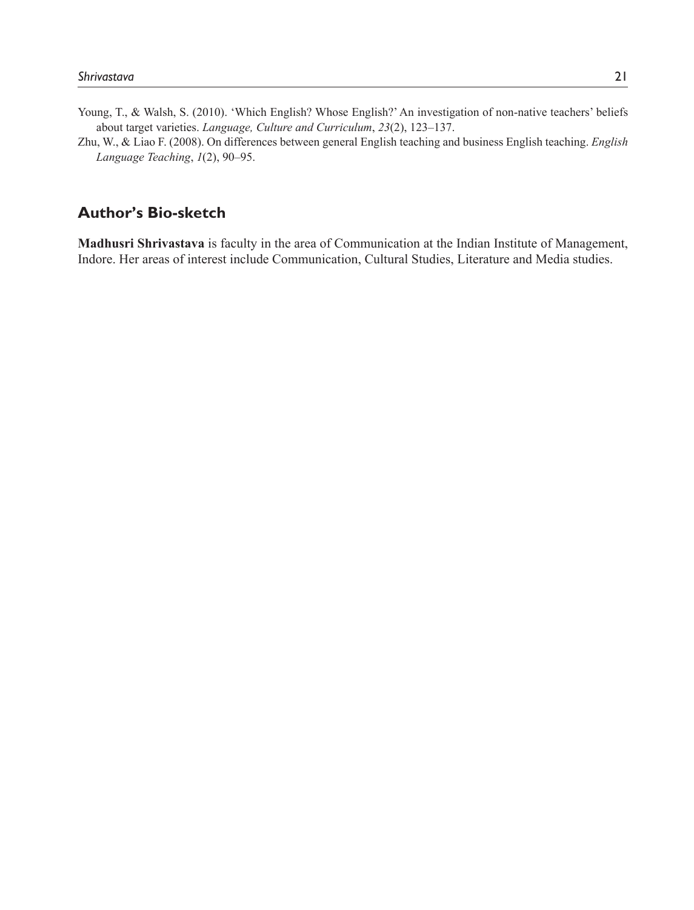Young, T., & Walsh, S. (2010). 'Which English? Whose English?' An investigation of non-native teachers' beliefs about target varieties. *Language, Culture and Curriculum*, *23*(2), 123–137.

Zhu, W., & Liao F. (2008). On differences between general English teaching and business English teaching. *English Language Teaching*, *1*(2), 90–95.

## Author's Bio-sketch

**Madhusri Shrivastava** is faculty in the area of Communication at the Indian Institute of Management, Indore. Her areas of interest include Communication, Cultural Studies, Literature and Media studies.